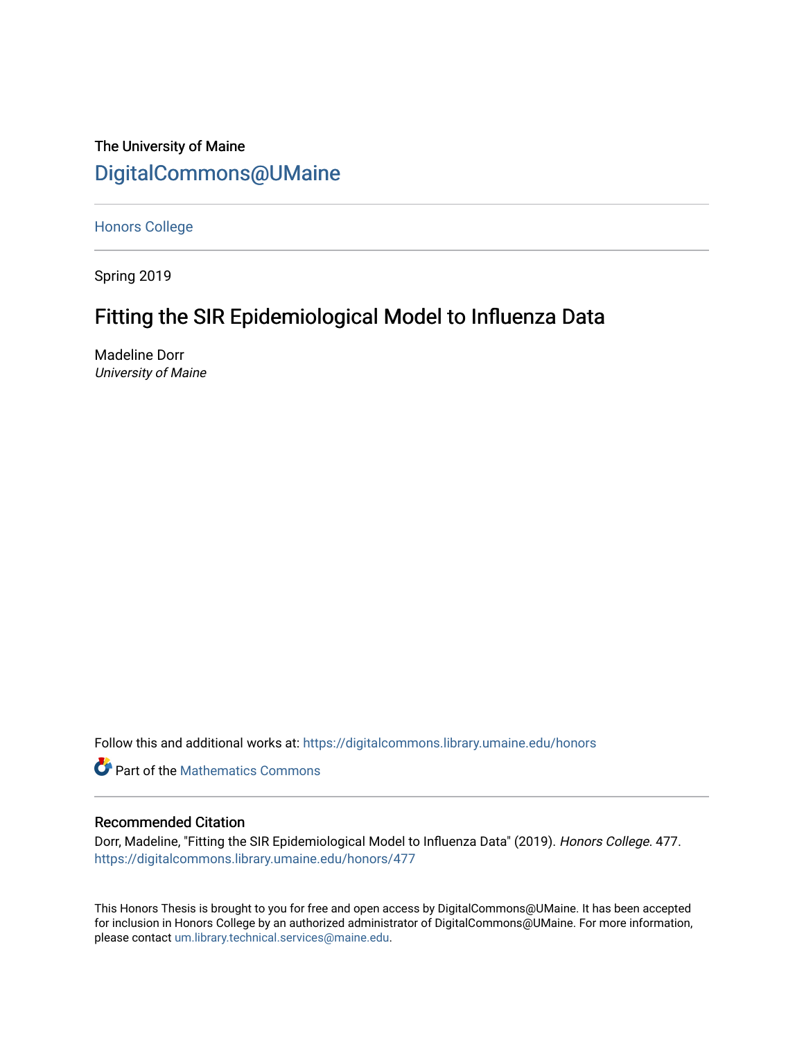The University of Maine

DigitalCommons@UMaine

Honors College

Spring 2019

# Fitting the SIR Epidemiological Model to Influenza Data

Madeline Dorr

*University of Maine*

Follow this and additional works at: https://digitalcommons.library.umaine.edu/honors

Part of the Mathematics Commons

## Recommended Citation

Dorr, Madeline, "Fitting the SIR Epidemiological Model to Influenza Data" (2019). *Honors College*. 477.
https://digitalcommons.library.umaine.edu/honors/477

This Honors Thesis is brought to you for free and open access by DigitalCommons@UMaine. It has been accepted for inclusion in Honors College by an authorized administrator of DigitalCommons@UMaine. For more information, please contact um.library.technical.services@maine.edu.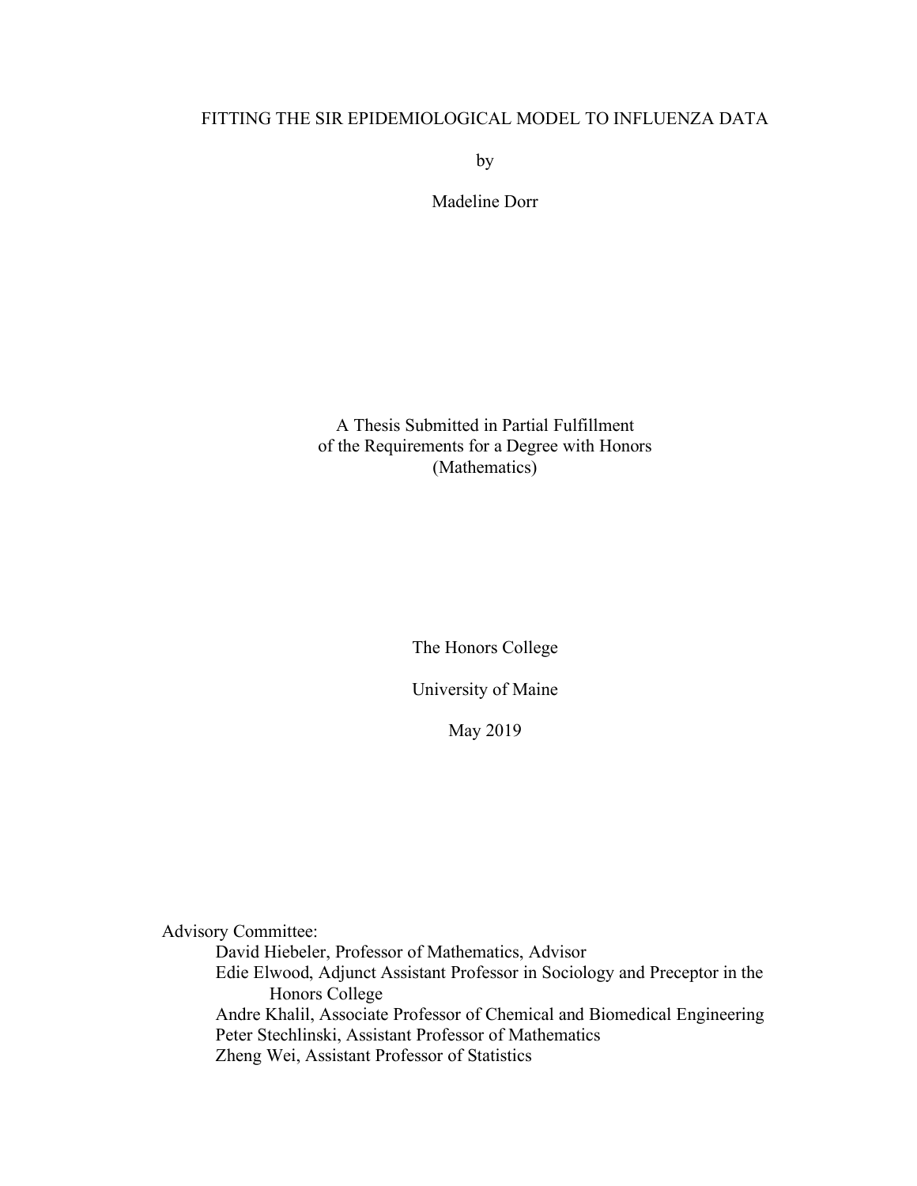# FITTING THE SIR EPIDEMIOLOGICAL MODEL TO INFLUENZA DATA

by

Madeline Dorr

A Thesis Submitted in Partial Fulfillment
of the Requirements for a Degree with Honors
(Mathematics)

The Honors College

University of Maine

May 2019

Advisory Committee:

- David Hiebeler, Professor of Mathematics, Advisor
- Edie Elwood, Adjunct Assistant Professor in Sociology and Preceptor in the Honors College
- Andre Khalil, Associate Professor of Chemical and Biomedical Engineering
- Peter Stechlinski, Assistant Professor of Mathematics
- Zheng Wei, Assistant Professor of Statistics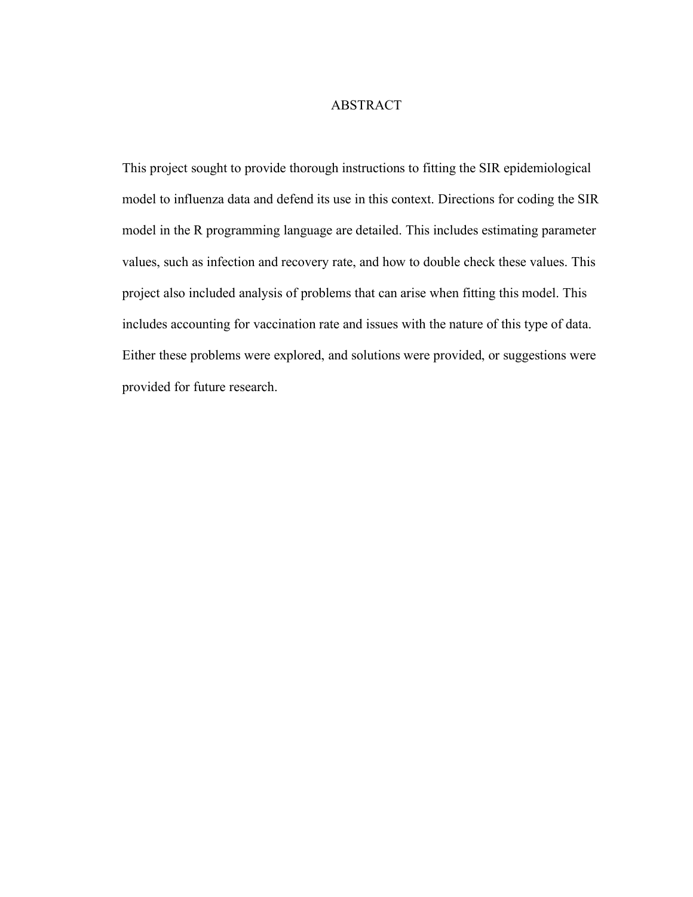# ABSTRACT

This project sought to provide thorough instructions to fitting the SIR epidemiological model to influenza data and defend its use in this context. Directions for coding the SIR model in the R programming language are detailed. This includes estimating parameter values, such as infection and recovery rate, and how to double check these values. This project also included analysis of problems that can arise when fitting this model. This includes accounting for vaccination rate and issues with the nature of this type of data. Either these problems were explored, and solutions were provided, or suggestions were provided for future research.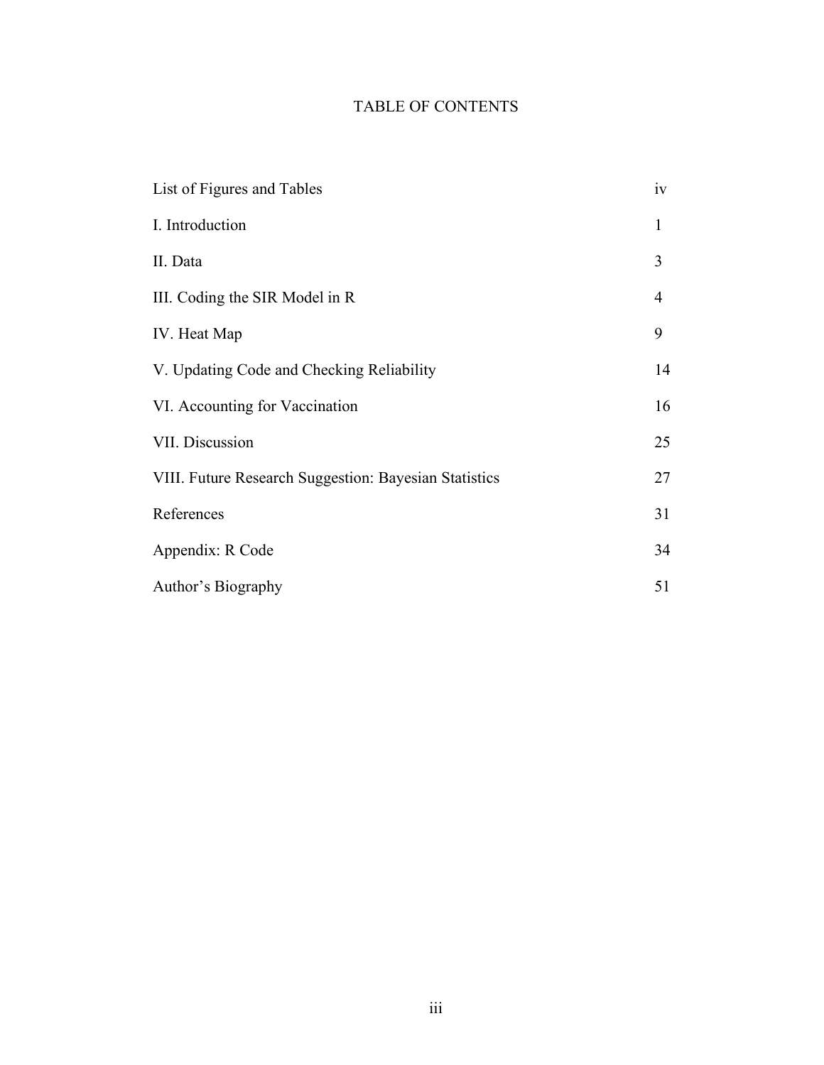# TABLE OF CONTENTS

| | |
|---|---|
| List of Figures and Tables | iv |
| I. Introduction | 1 |
| II. Data | 3 |
| III. Coding the SIR Model in R | 4 |
| IV. Heat Map | 9 |
| V. Updating Code and Checking Reliability | 14 |
| VI. Accounting for Vaccination | 16 |
| VII. Discussion | 25 |
| VIII. Future Research Suggestion: Bayesian Statistics | 27 |
| References | 31 |
| Appendix: R Code | 34 |
| Author's Biography | 51 |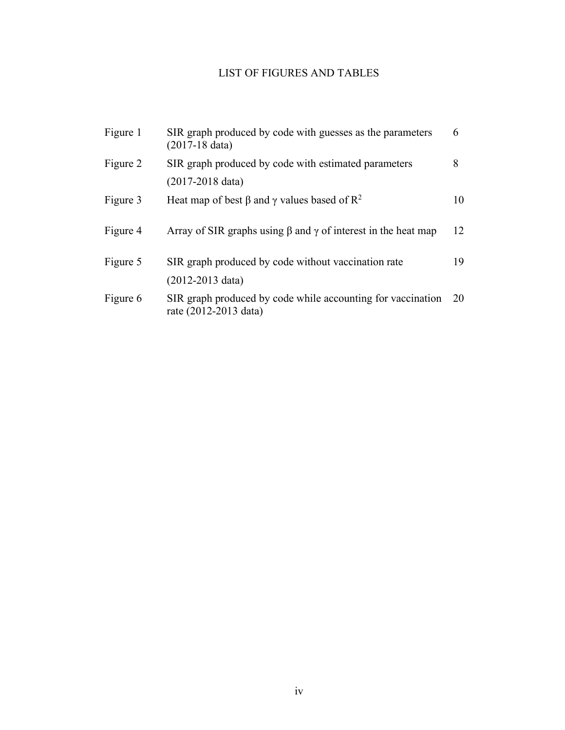# LIST OF FIGURES AND TABLES

| | | |
|---|---|---|
| Figure 1 | SIR graph produced by code with guesses as the parameters (2017-18 data) | 6 |
| Figure 2 | SIR graph produced by code with estimated parameters (2017-2018 data) | 8 |
| Figure 3 | Heat map of best $\beta$ and $\gamma$ values based of $R^2$ | 10 |
| Figure 4 | Array of SIR graphs using $\beta$ and $\gamma$ of interest in the heat map | 12 |
| Figure 5 | SIR graph produced by code without vaccination rate (2012-2013 data) | 19 |
| Figure 6 | SIR graph produced by code while accounting for vaccination rate (2012-2013 data) | 20 |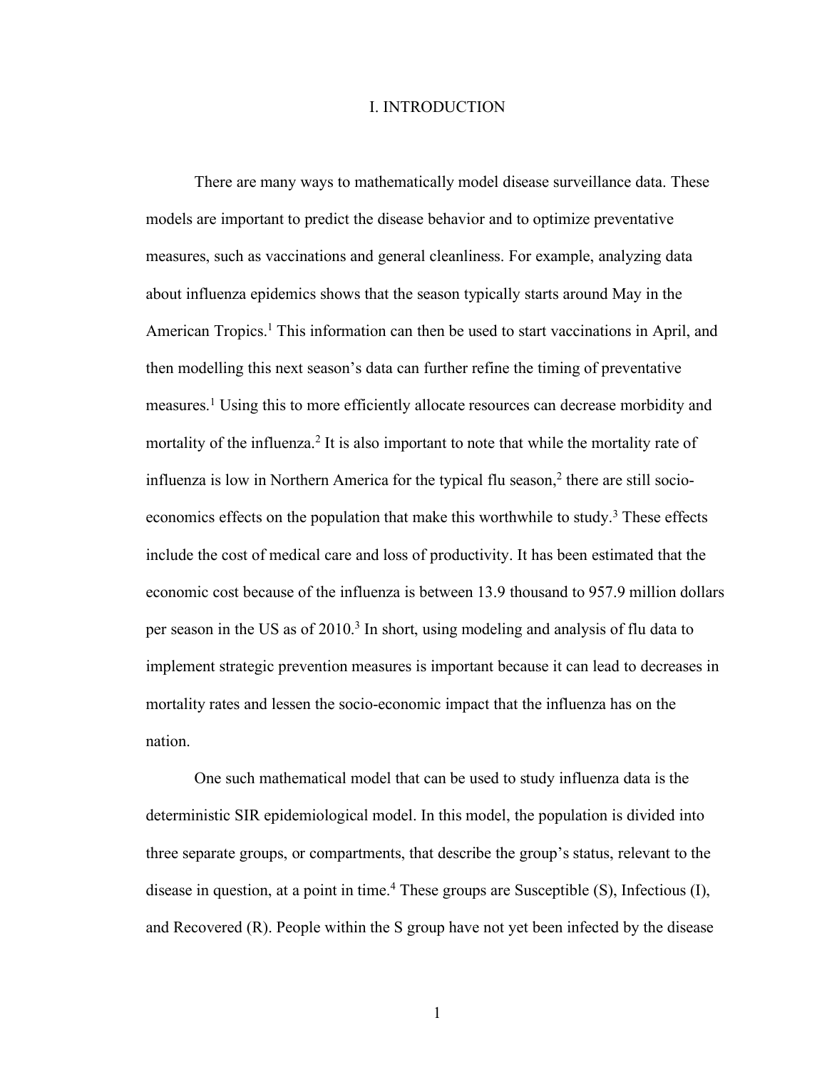# I. INTRODUCTION

There are many ways to mathematically model disease surveillance data. These models are important to predict the disease behavior and to optimize preventative measures, such as vaccinations and general cleanliness. For example, analyzing data about influenza epidemics shows that the season typically starts around May in the American Tropics.[1] This information can then be used to start vaccinations in April, and then modelling this next season's data can further refine the timing of preventative measures.[1] Using this to more efficiently allocate resources can decrease morbidity and mortality of the influenza.[2] It is also important to note that while the mortality rate of influenza is low in Northern America for the typical flu season,[2] there are still socio-economics effects on the population that make this worthwhile to study.[3] These effects include the cost of medical care and loss of productivity. It has been estimated that the economic cost because of the influenza is between 13.9 thousand to 957.9 million dollars per season in the US as of 2010.[3] In short, using modeling and analysis of flu data to implement strategic prevention measures is important because it can lead to decreases in mortality rates and lessen the socio-economic impact that the influenza has on the nation.

One such mathematical model that can be used to study influenza data is the deterministic SIR epidemiological model. In this model, the population is divided into three separate groups, or compartments, that describe the group's status, relevant to the disease in question, at a point in time.[4] These groups are Susceptible (S), Infectious (I), and Recovered (R). People within the S group have not yet been infected by the disease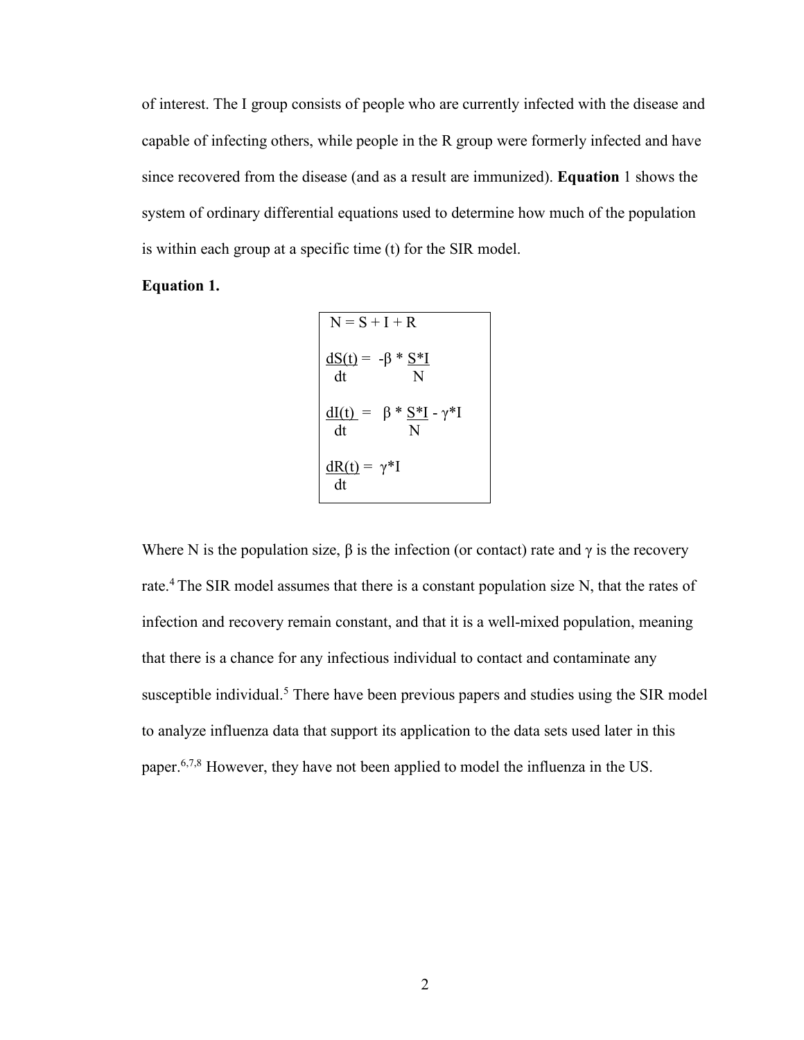of interest. The I group consists of people who are currently infected with the disease and capable of infecting others, while people in the R group were formerly infected and have since recovered from the disease (and as a result are immunized). **Equation** 1 shows the system of ordinary differential equations used to determine how much of the population is within each group at a specific time (t) for the SIR model.

**Equation 1.**

$$N = S + I + R$$

$$\frac{dS(t)}{dt} = -\beta * \frac{S*I}{N}$$

$$\frac{dI(t)}{dt} = \beta * \frac{S*I}{N} - \gamma*I$$

$$\frac{dR(t)}{dt} = \gamma*I$$

Where N is the population size, $\beta$ is the infection (or contact) rate and $\gamma$ is the recovery rate.[4] The SIR model assumes that there is a constant population size N, that the rates of infection and recovery remain constant, and that it is a well-mixed population, meaning that there is a chance for any infectious individual to contact and contaminate any susceptible individual.[5] There have been previous papers and studies using the SIR model to analyze influenza data that support its application to the data sets used later in this paper.[6,7,8] However, they have not been applied to model the influenza in the US.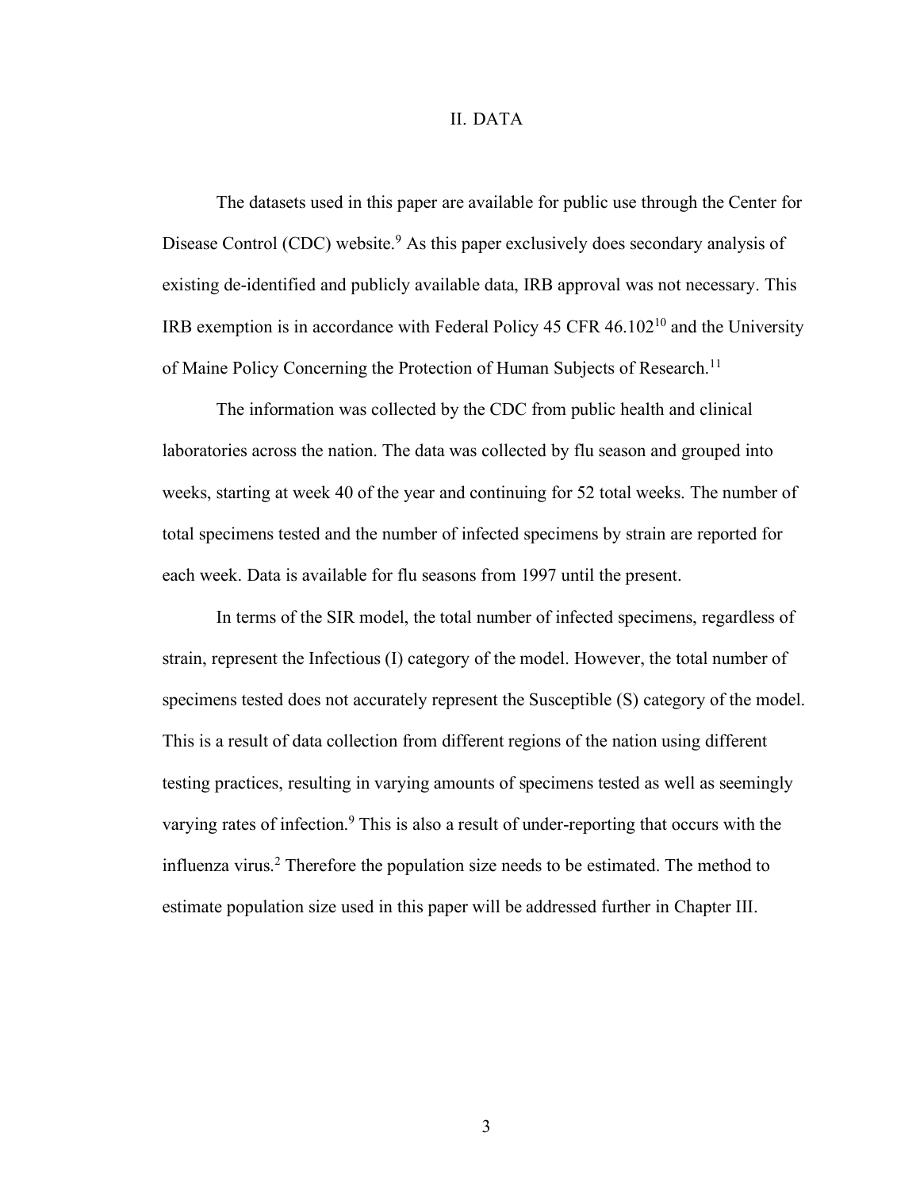## II. DATA

The datasets used in this paper are available for public use through the Center for Disease Control (CDC) website.[9] As this paper exclusively does secondary analysis of existing de-identified and publicly available data, IRB approval was not necessary. This IRB exemption is in accordance with Federal Policy 45 CFR 46.102[10] and the University of Maine Policy Concerning the Protection of Human Subjects of Research.[11]

The information was collected by the CDC from public health and clinical laboratories across the nation. The data was collected by flu season and grouped into weeks, starting at week 40 of the year and continuing for 52 total weeks. The number of total specimens tested and the number of infected specimens by strain are reported for each week. Data is available for flu seasons from 1997 until the present.

In terms of the SIR model, the total number of infected specimens, regardless of strain, represent the Infectious (I) category of the model. However, the total number of specimens tested does not accurately represent the Susceptible (S) category of the model. This is a result of data collection from different regions of the nation using different testing practices, resulting in varying amounts of specimens tested as well as seemingly varying rates of infection.[9] This is also a result of under-reporting that occurs with the influenza virus.[2] Therefore the population size needs to be estimated. The method to estimate population size used in this paper will be addressed further in Chapter III.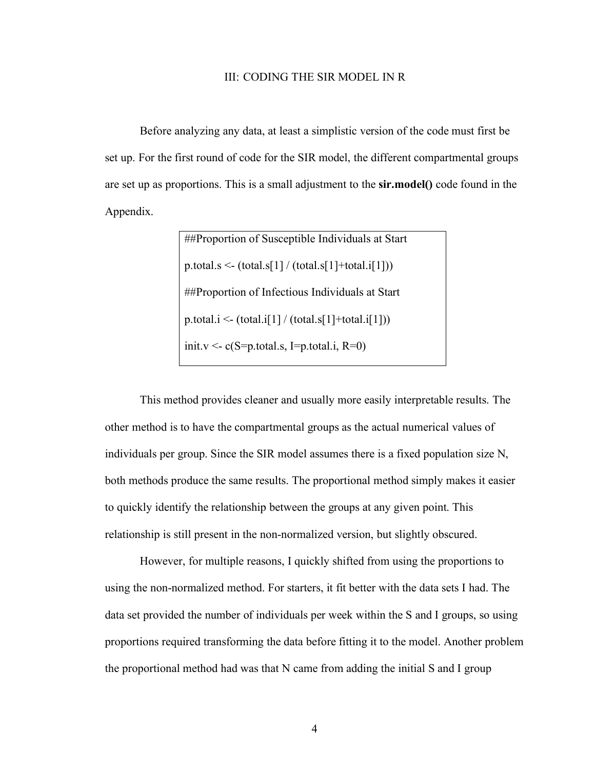# III: CODING THE SIR MODEL IN R

Before analyzing any data, at least a simplistic version of the code must first be set up. For the first round of code for the SIR model, the different compartmental groups are set up as proportions. This is a small adjustment to the **sir.model()** code found in the Appendix.

```
##Proportion of Susceptible Individuals at Start
p.total.s <- (total.s[1] / (total.s[1]+total.i[1]))
##Proportion of Infectious Individuals at Start
p.total.i <- (total.i[1] / (total.s[1]+total.i[1]))
init.v <- c(S=p.total.s, I=p.total.i, R=0)
```

This method provides cleaner and usually more easily interpretable results. The other method is to have the compartmental groups as the actual numerical values of individuals per group. Since the SIR model assumes there is a fixed population size N, both methods produce the same results. The proportional method simply makes it easier to quickly identify the relationship between the groups at any given point. This relationship is still present in the non-normalized version, but slightly obscured.

However, for multiple reasons, I quickly shifted from using the proportions to using the non-normalized method. For starters, it fit better with the data sets I had. The data set provided the number of individuals per week within the S and I groups, so using proportions required transforming the data before fitting it to the model. Another problem the proportional method had was that N came from adding the initial S and I group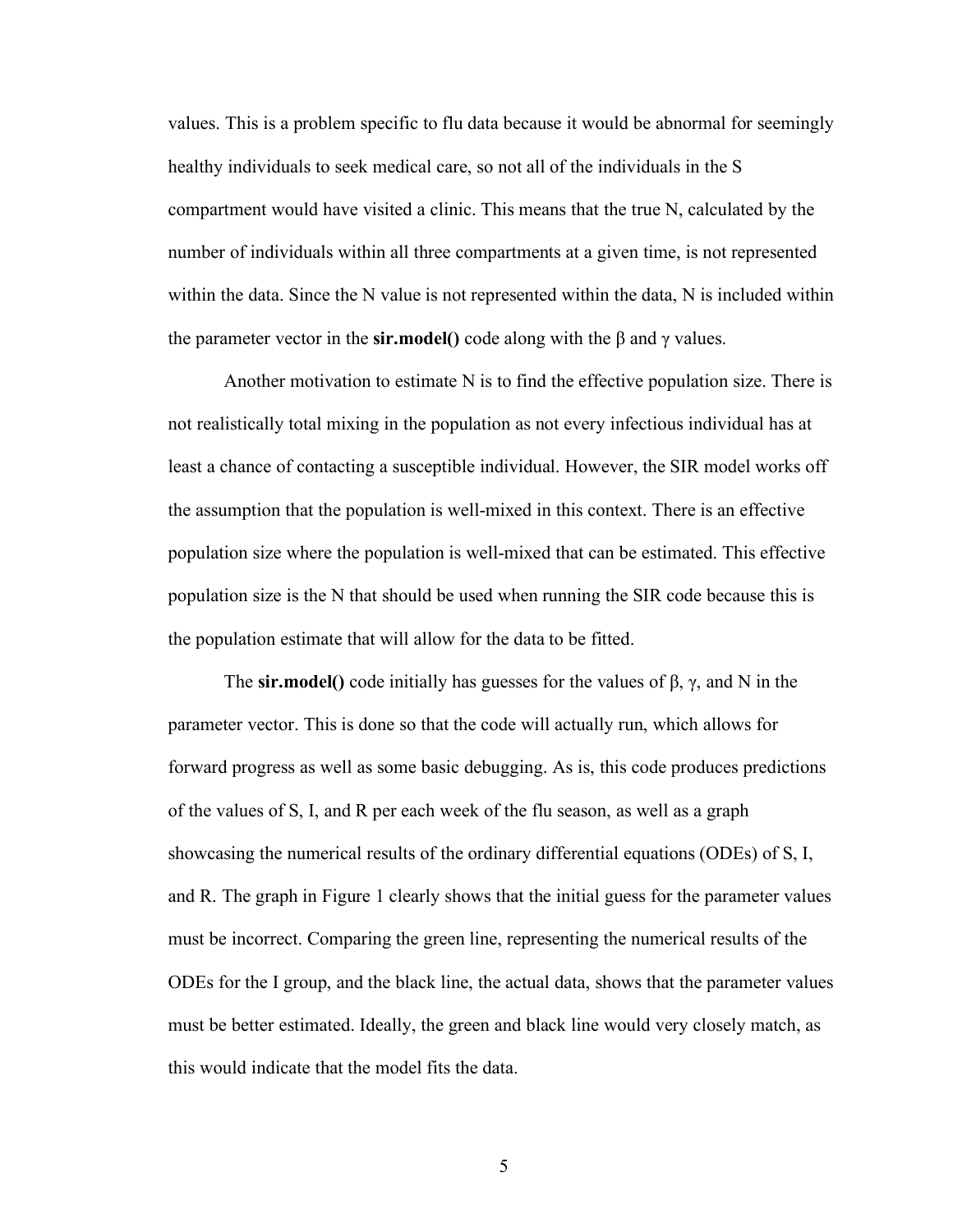values. This is a problem specific to flu data because it would be abnormal for seemingly healthy individuals to seek medical care, so not all of the individuals in the S compartment would have visited a clinic. This means that the true N, calculated by the number of individuals within all three compartments at a given time, is not represented within the data. Since the N value is not represented within the data, N is included within the parameter vector in the **sir.model()** code along with the $\beta$ and $\gamma$ values.

Another motivation to estimate N is to find the effective population size. There is not realistically total mixing in the population as not every infectious individual has at least a chance of contacting a susceptible individual. However, the SIR model works off the assumption that the population is well-mixed in this context. There is an effective population size where the population is well-mixed that can be estimated. This effective population size is the N that should be used when running the SIR code because this is the population estimate that will allow for the data to be fitted.

The **sir.model()** code initially has guesses for the values of $\beta$, $\gamma$, and N in the parameter vector. This is done so that the code will actually run, which allows for forward progress as well as some basic debugging. As is, this code produces predictions of the values of S, I, and R per each week of the flu season, as well as a graph showcasing the numerical results of the ordinary differential equations (ODEs) of S, I, and R. The graph in Figure 1 clearly shows that the initial guess for the parameter values must be incorrect. Comparing the green line, representing the numerical results of the ODEs for the I group, and the black line, the actual data, shows that the parameter values must be better estimated. Ideally, the green and black line would very closely match, as this would indicate that the model fits the data.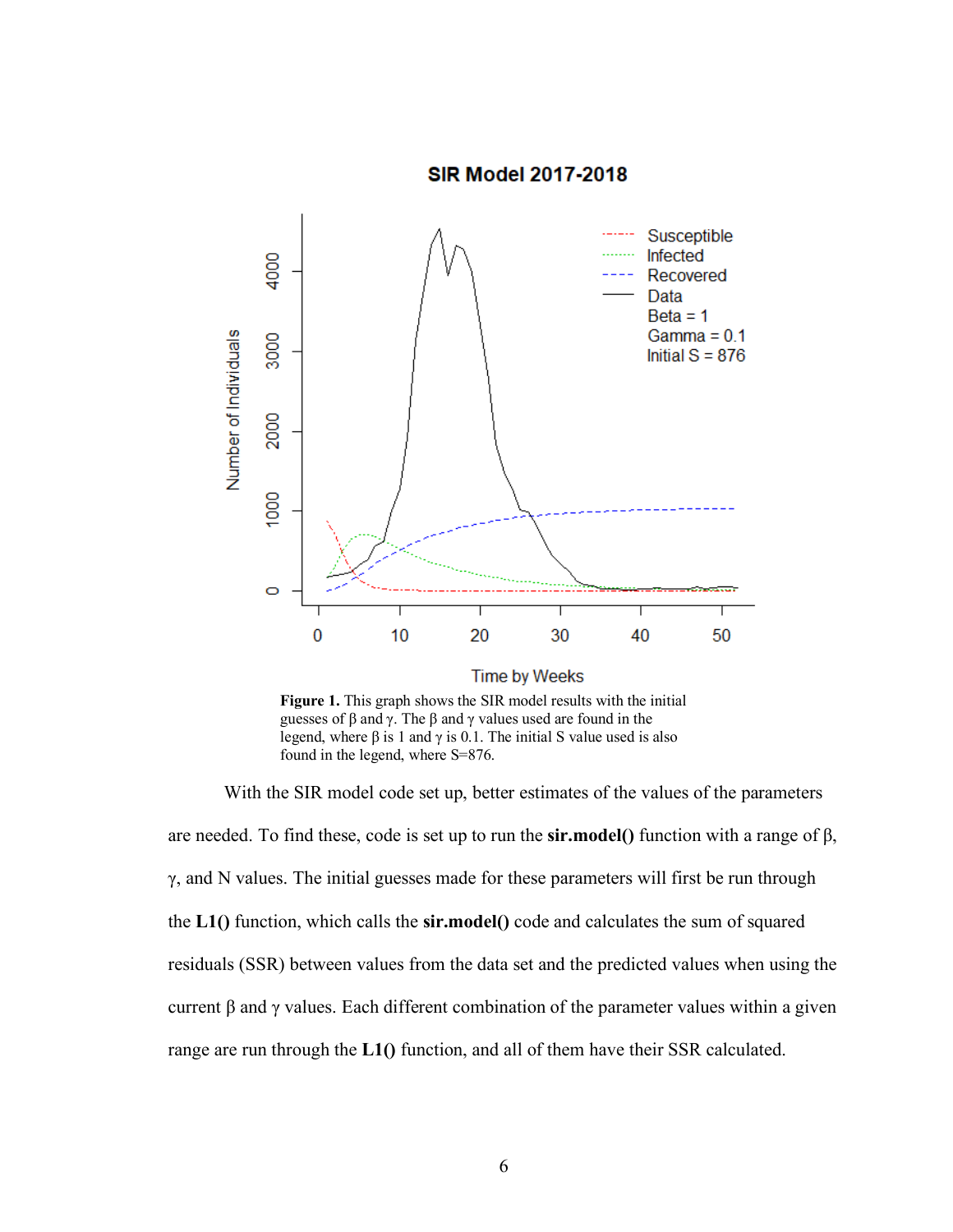**Figure 1.** This graph shows the SIR model results with the initial guesses of β and γ. The β and γ values used are found in the legend, where β is 1 and γ is 0.1. The initial S value used is also found in the legend, where S=876.

With the SIR model code set up, better estimates of the values of the parameters are needed. To find these, code is set up to run the **sir.model()** function with a range of β, γ, and N values. The initial guesses made for these parameters will first be run through the **L1()** function, which calls the **sir.model()** code and calculates the sum of squared residuals (SSR) between values from the data set and the predicted values when using the current β and γ values. Each different combination of the parameter values within a given range are run through the **L1()** function, and all of them have their SSR calculated.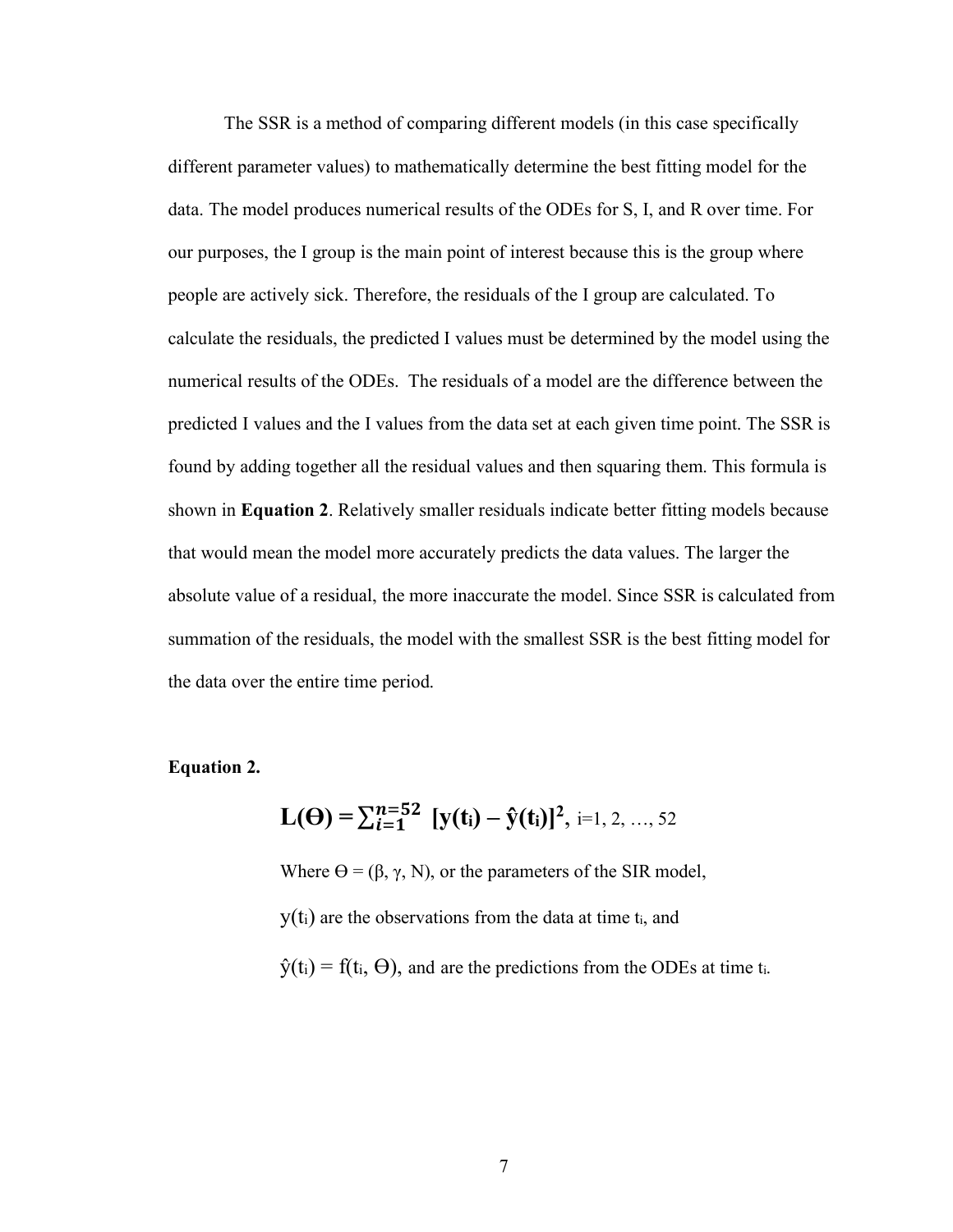The SSR is a method of comparing different models (in this case specifically different parameter values) to mathematically determine the best fitting model for the data. The model produces numerical results of the ODEs for S, I, and R over time. For our purposes, the I group is the main point of interest because this is the group where people are actively sick. Therefore, the residuals of the I group are calculated. To calculate the residuals, the predicted I values must be determined by the model using the numerical results of the ODEs. The residuals of a model are the difference between the predicted I values and the I values from the data set at each given time point. The SSR is found by adding together all the residual values and then squaring them. This formula is shown in **Equation 2**. Relatively smaller residuals indicate better fitting models because that would mean the model more accurately predicts the data values. The larger the absolute value of a residual, the more inaccurate the model. Since SSR is calculated from summation of the residuals, the model with the smallest SSR is the best fitting model for the data over the entire time period.

**Equation 2.**

$$\mathbf{L(\Theta) = \sum_{i=1}^{n=52} [y(t_i) - \hat{y}(t_i)]^2}, \quad i=1, 2, \ldots, 52$$

Where $\Theta = (\beta, \gamma, N)$, or the parameters of the SIR model,

$y(t_i)$ are the observations from the data at time $t_i$, and

$\hat{y}(t_i) = f(t_i, \Theta)$, and are the predictions from the ODEs at time $t_i$.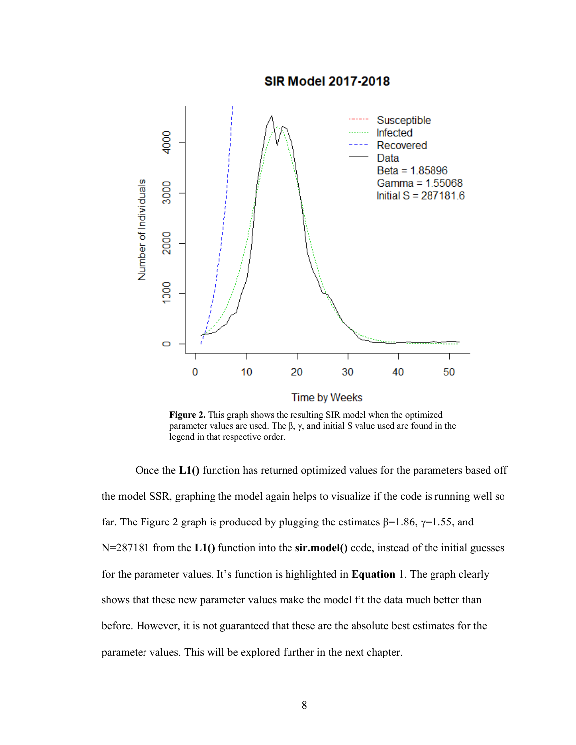**Figure 2.** This graph shows the resulting SIR model when the optimized parameter values are used. The β, γ, and initial S value used are found in the legend in that respective order.

Once the **L1()** function has returned optimized values for the parameters based off the model SSR, graphing the model again helps to visualize if the code is running well so far. The Figure 2 graph is produced by plugging the estimates $\beta=1.86$, $\gamma=1.55$, and $N=287181$ from the **L1()** function into the **sir.model()** code, instead of the initial guesses for the parameter values. It's function is highlighted in **Equation** 1. The graph clearly shows that these new parameter values make the model fit the data much better than before. However, it is not guaranteed that these are the absolute best estimates for the parameter values. This will be explored further in the next chapter.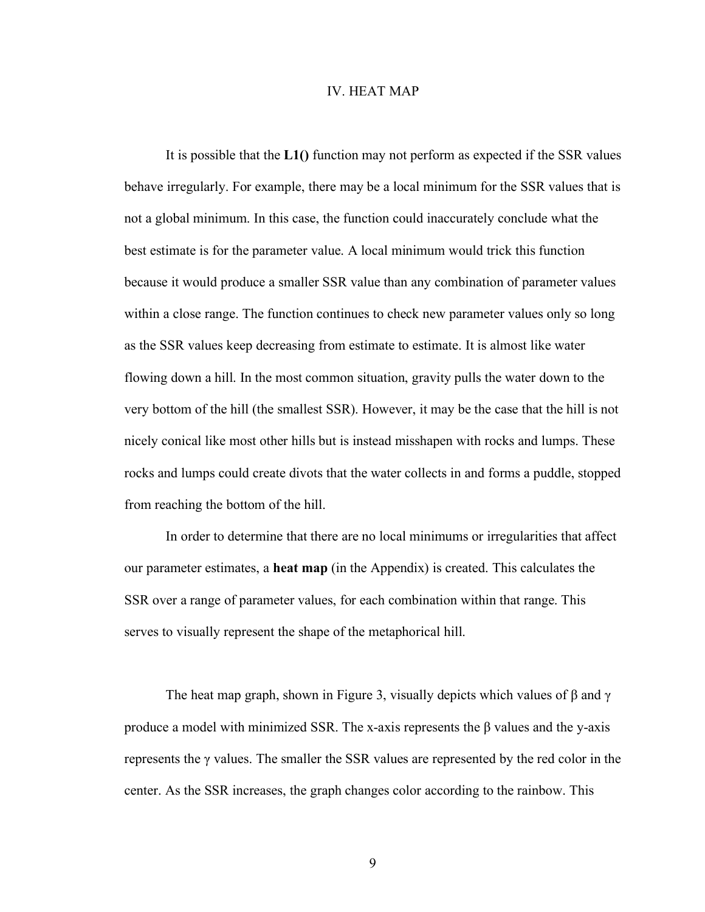# IV. HEAT MAP

It is possible that the **L1()** function may not perform as expected if the SSR values behave irregularly. For example, there may be a local minimum for the SSR values that is not a global minimum. In this case, the function could inaccurately conclude what the best estimate is for the parameter value. A local minimum would trick this function because it would produce a smaller SSR value than any combination of parameter values within a close range. The function continues to check new parameter values only so long as the SSR values keep decreasing from estimate to estimate. It is almost like water flowing down a hill. In the most common situation, gravity pulls the water down to the very bottom of the hill (the smallest SSR). However, it may be the case that the hill is not nicely conical like most other hills but is instead misshapen with rocks and lumps. These rocks and lumps could create divots that the water collects in and forms a puddle, stopped from reaching the bottom of the hill.

In order to determine that there are no local minimums or irregularities that affect our parameter estimates, a **heat map** (in the Appendix) is created. This calculates the SSR over a range of parameter values, for each combination within that range. This serves to visually represent the shape of the metaphorical hill.

The heat map graph, shown in Figure 3, visually depicts which values of $\beta$ and $\gamma$ produce a model with minimized SSR. The x-axis represents the $\beta$ values and the y-axis represents the $\gamma$ values. The smaller the SSR values are represented by the red color in the center. As the SSR increases, the graph changes color according to the rainbow. This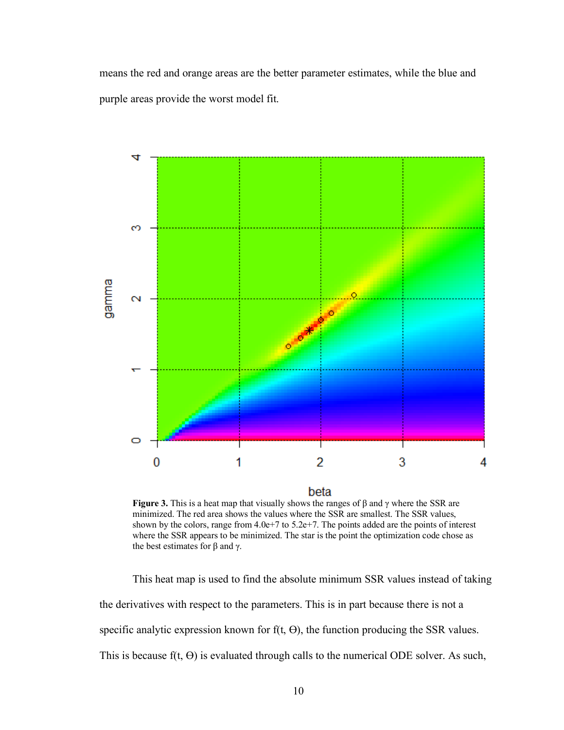means the red and orange areas are the better parameter estimates, while the blue and purple areas provide the worst model fit.

**Figure 3.** This is a heat map that visually shows the ranges of β and γ where the SSR are minimized. The red area shows the values where the SSR are smallest. The SSR values, shown by the colors, range from 4.0e+7 to 5.2e+7. The points added are the points of interest where the SSR appears to be minimized. The star is the point the optimization code chose as the best estimates for β and γ.

This heat map is used to find the absolute minimum SSR values instead of taking the derivatives with respect to the parameters. This is in part because there is not a specific analytic expression known for $f(t, \Theta)$, the function producing the SSR values. This is because $f(t, \Theta)$ is evaluated through calls to the numerical ODE solver. As such,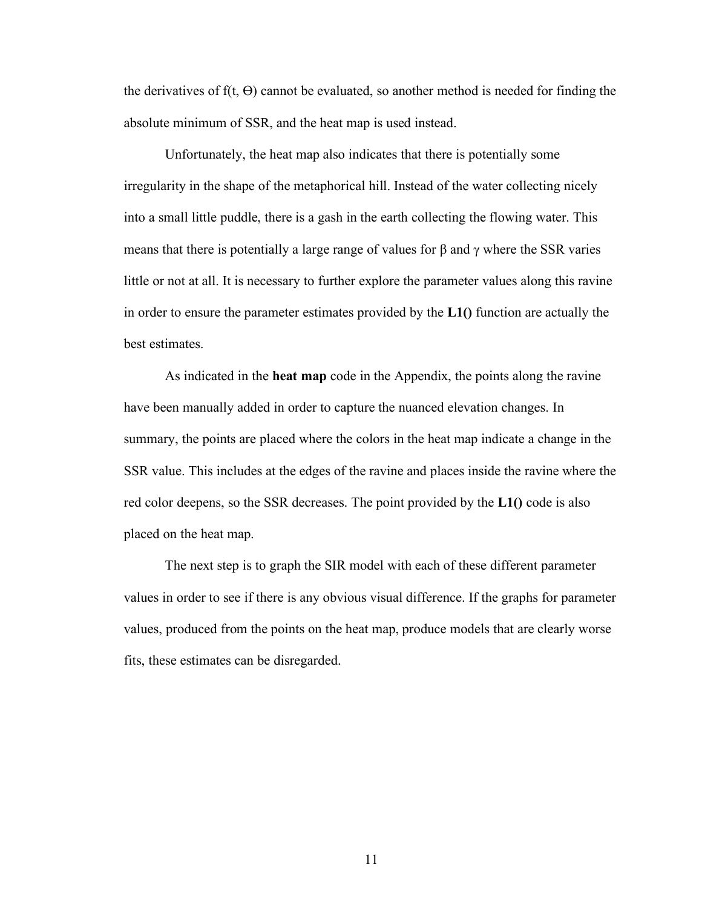the derivatives of $f(t, \Theta)$ cannot be evaluated, so another method is needed for finding the absolute minimum of SSR, and the heat map is used instead.

Unfortunately, the heat map also indicates that there is potentially some irregularity in the shape of the metaphorical hill. Instead of the water collecting nicely into a small little puddle, there is a gash in the earth collecting the flowing water. This means that there is potentially a large range of values for $\beta$ and $\gamma$ where the SSR varies little or not at all. It is necessary to further explore the parameter values along this ravine in order to ensure the parameter estimates provided by the **L1()** function are actually the best estimates.

As indicated in the **heat map** code in the Appendix, the points along the ravine have been manually added in order to capture the nuanced elevation changes. In summary, the points are placed where the colors in the heat map indicate a change in the SSR value. This includes at the edges of the ravine and places inside the ravine where the red color deepens, so the SSR decreases. The point provided by the **L1()** code is also placed on the heat map.

The next step is to graph the SIR model with each of these different parameter values in order to see if there is any obvious visual difference. If the graphs for parameter values, produced from the points on the heat map, produce models that are clearly worse fits, these estimates can be disregarded.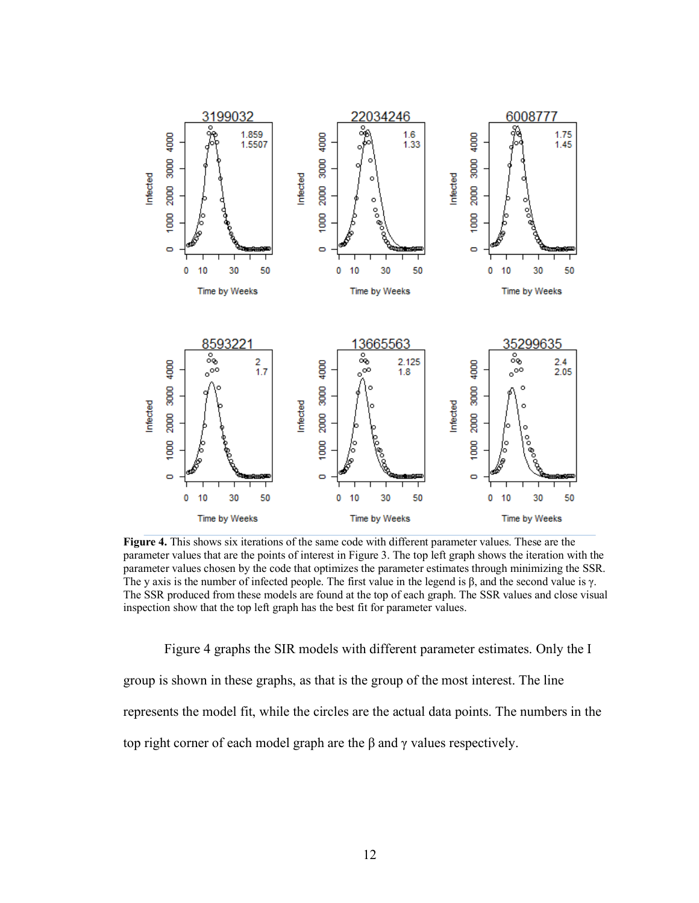**Figure 4.** This shows six iterations of the same code with different parameter values. These are the parameter values that are the points of interest in Figure 3. The top left graph shows the iteration with the parameter values chosen by the code that optimizes the parameter estimates through minimizing the SSR. The y axis is the number of infected people. The first value in the legend is β, and the second value is γ. The SSR produced from these models are found at the top of each graph. The SSR values and close visual inspection show that the top left graph has the best fit for parameter values.

Figure 4 graphs the SIR models with different parameter estimates. Only the I group is shown in these graphs, as that is the group of the most interest. The line represents the model fit, while the circles are the actual data points. The numbers in the top right corner of each model graph are the β and γ values respectively.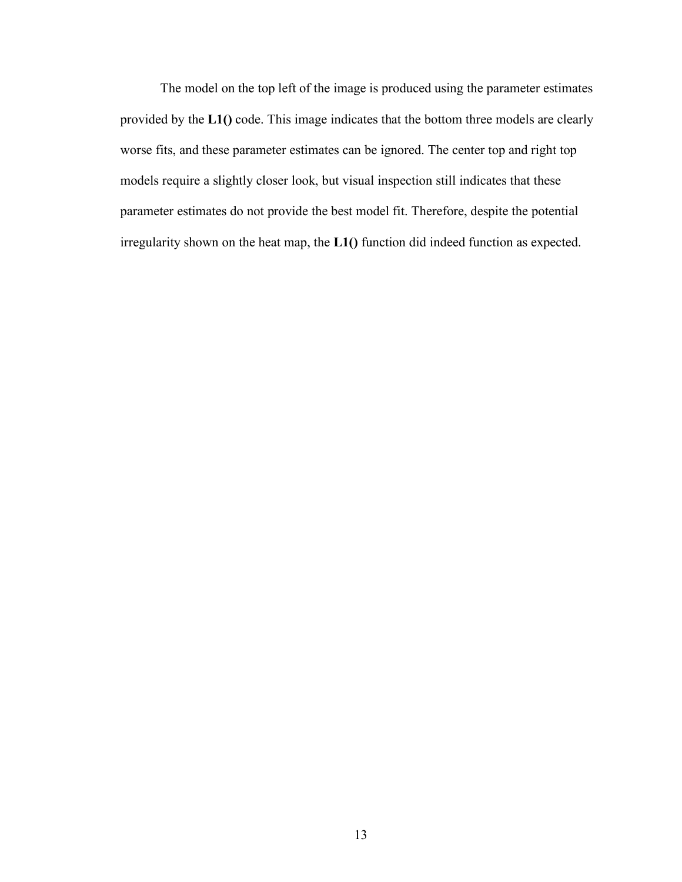The model on the top left of the image is produced using the parameter estimates provided by the **L1()** code. This image indicates that the bottom three models are clearly worse fits, and these parameter estimates can be ignored. The center top and right top models require a slightly closer look, but visual inspection still indicates that these parameter estimates do not provide the best model fit. Therefore, despite the potential irregularity shown on the heat map, the **L1()** function did indeed function as expected.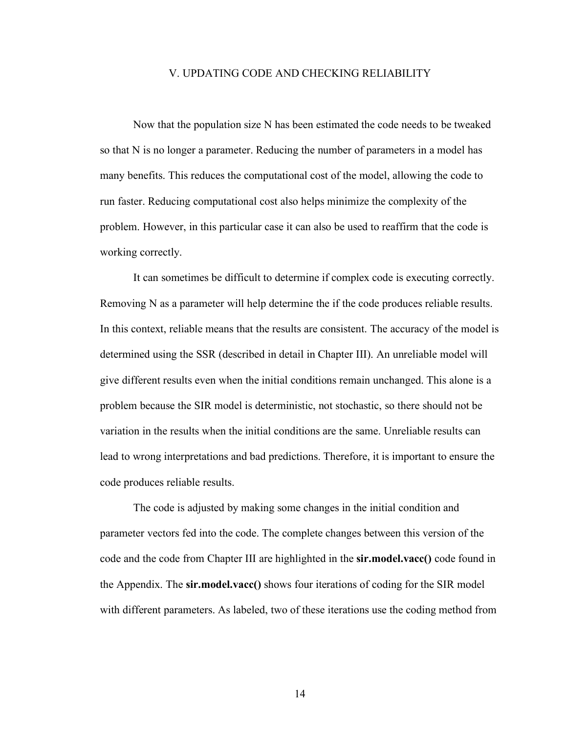# V. UPDATING CODE AND CHECKING RELIABILITY

Now that the population size N has been estimated the code needs to be tweaked so that N is no longer a parameter. Reducing the number of parameters in a model has many benefits. This reduces the computational cost of the model, allowing the code to run faster. Reducing computational cost also helps minimize the complexity of the problem. However, in this particular case it can also be used to reaffirm that the code is working correctly.

It can sometimes be difficult to determine if complex code is executing correctly. Removing N as a parameter will help determine the if the code produces reliable results. In this context, reliable means that the results are consistent. The accuracy of the model is determined using the SSR (described in detail in Chapter III). An unreliable model will give different results even when the initial conditions remain unchanged. This alone is a problem because the SIR model is deterministic, not stochastic, so there should not be variation in the results when the initial conditions are the same. Unreliable results can lead to wrong interpretations and bad predictions. Therefore, it is important to ensure the code produces reliable results.

The code is adjusted by making some changes in the initial condition and parameter vectors fed into the code. The complete changes between this version of the code and the code from Chapter III are highlighted in the **sir.model.vacc()** code found in the Appendix. The **sir.model.vacc()** shows four iterations of coding for the SIR model with different parameters. As labeled, two of these iterations use the coding method from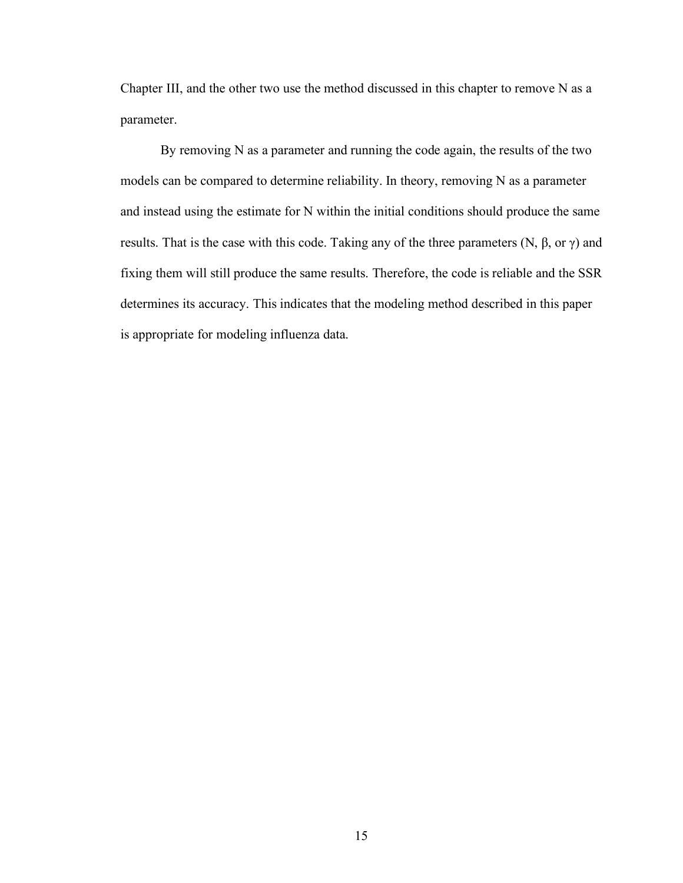Chapter III, and the other two use the method discussed in this chapter to remove N as a parameter.

By removing N as a parameter and running the code again, the results of the two models can be compared to determine reliability. In theory, removing N as a parameter and instead using the estimate for N within the initial conditions should produce the same results. That is the case with this code. Taking any of the three parameters (N, $\beta$, or $\gamma$) and fixing them will still produce the same results. Therefore, the code is reliable and the SSR determines its accuracy. This indicates that the modeling method described in this paper is appropriate for modeling influenza data.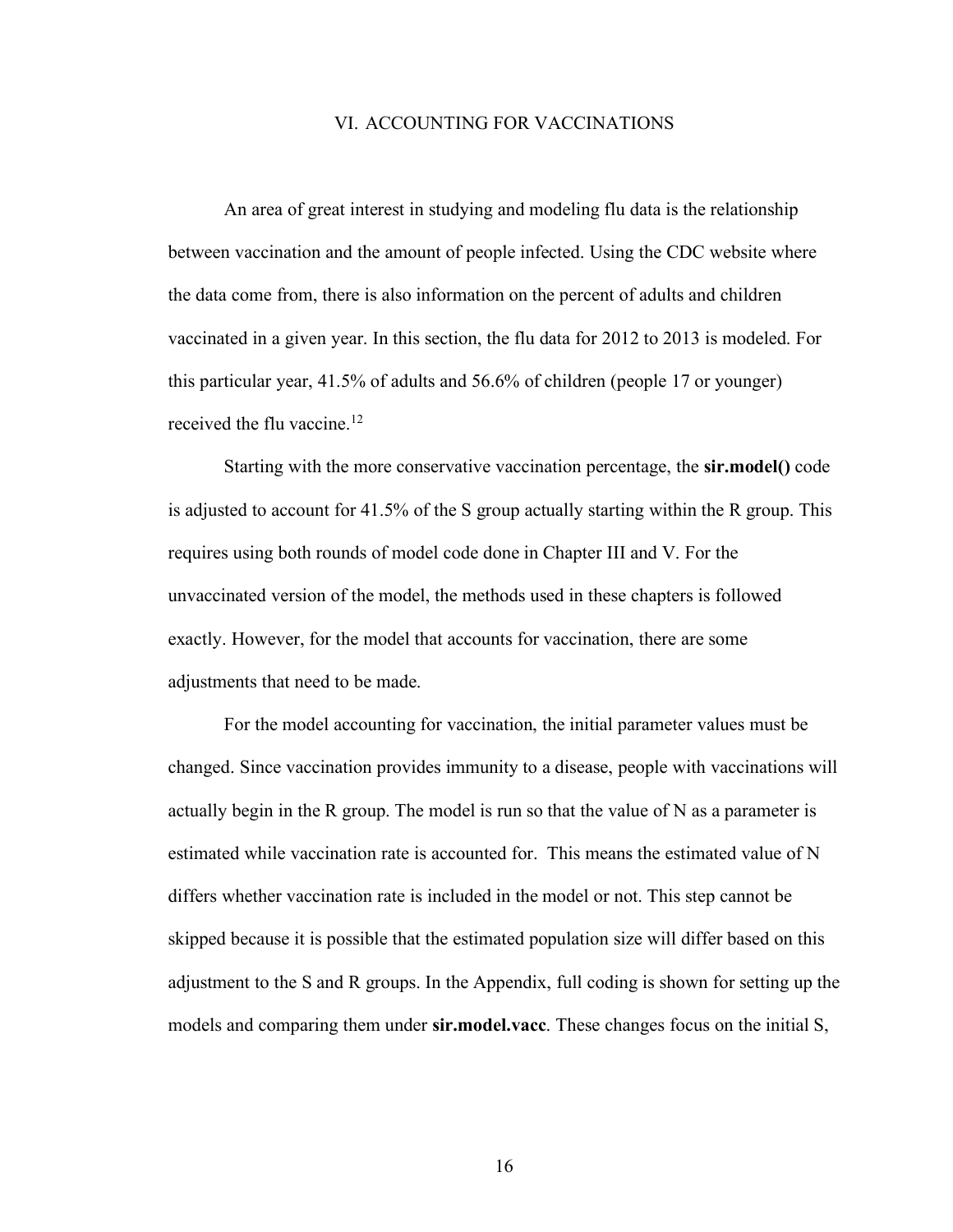# VI. ACCOUNTING FOR VACCINATIONS

An area of great interest in studying and modeling flu data is the relationship between vaccination and the amount of people infected. Using the CDC website where the data come from, there is also information on the percent of adults and children vaccinated in a given year. In this section, the flu data for 2012 to 2013 is modeled. For this particular year, 41.5% of adults and 56.6% of children (people 17 or younger) received the flu vaccine.[12]

Starting with the more conservative vaccination percentage, the **sir.model()** code is adjusted to account for 41.5% of the S group actually starting within the R group. This requires using both rounds of model code done in Chapter III and V. For the unvaccinated version of the model, the methods used in these chapters is followed exactly. However, for the model that accounts for vaccination, there are some adjustments that need to be made.

For the model accounting for vaccination, the initial parameter values must be changed. Since vaccination provides immunity to a disease, people with vaccinations will actually begin in the R group. The model is run so that the value of N as a parameter is estimated while vaccination rate is accounted for. This means the estimated value of N differs whether vaccination rate is included in the model or not. This step cannot be skipped because it is possible that the estimated population size will differ based on this adjustment to the S and R groups. In the Appendix, full coding is shown for setting up the models and comparing them under **sir.model.vacc**. These changes focus on the initial S,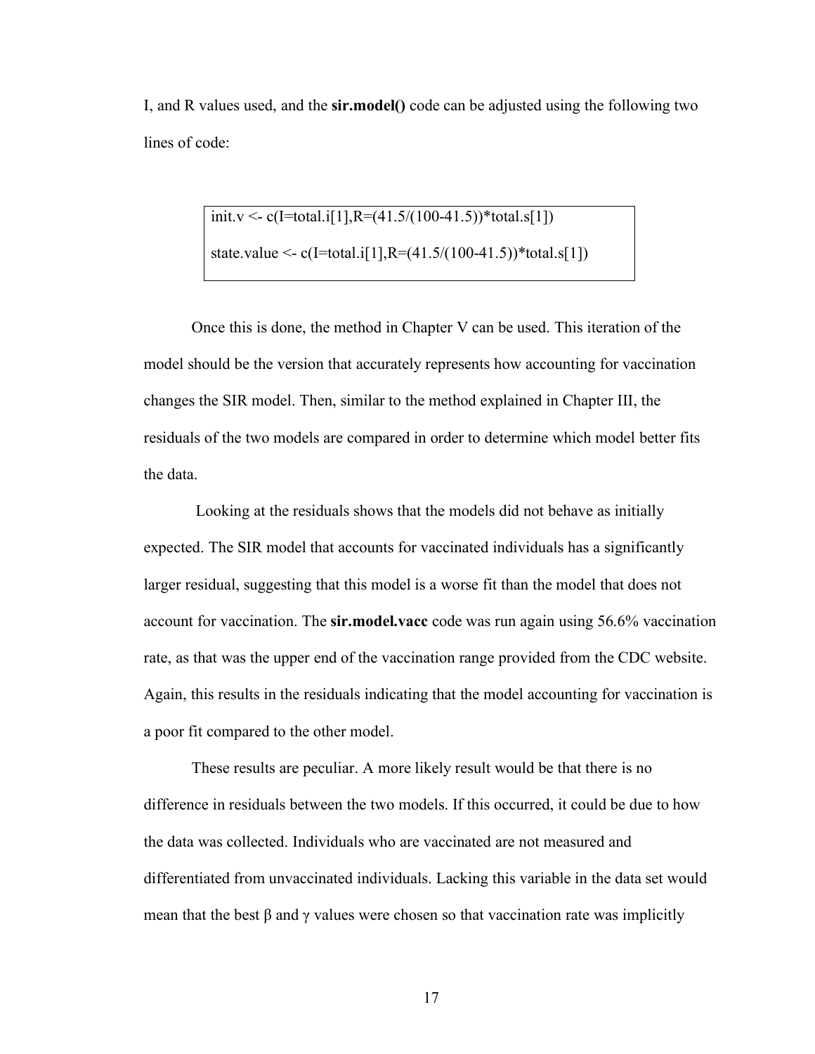I, and R values used, and the **sir.model()** code can be adjusted using the following two lines of code:

```
init.v <- c(I=total.i[1],R=(41.5/(100-41.5))*total.s[1])

state.value <- c(I=total.i[1],R=(41.5/(100-41.5))*total.s[1])
```

Once this is done, the method in Chapter V can be used. This iteration of the model should be the version that accurately represents how accounting for vaccination changes the SIR model. Then, similar to the method explained in Chapter III, the residuals of the two models are compared in order to determine which model better fits the data.

Looking at the residuals shows that the models did not behave as initially expected. The SIR model that accounts for vaccinated individuals has a significantly larger residual, suggesting that this model is a worse fit than the model that does not account for vaccination. The **sir.model.vacc** code was run again using 56.6% vaccination rate, as that was the upper end of the vaccination range provided from the CDC website. Again, this results in the residuals indicating that the model accounting for vaccination is a poor fit compared to the other model.

These results are peculiar. A more likely result would be that there is no difference in residuals between the two models. If this occurred, it could be due to how the data was collected. Individuals who are vaccinated are not measured and differentiated from unvaccinated individuals. Lacking this variable in the data set would mean that the best $\beta$ and $\gamma$ values were chosen so that vaccination rate was implicitly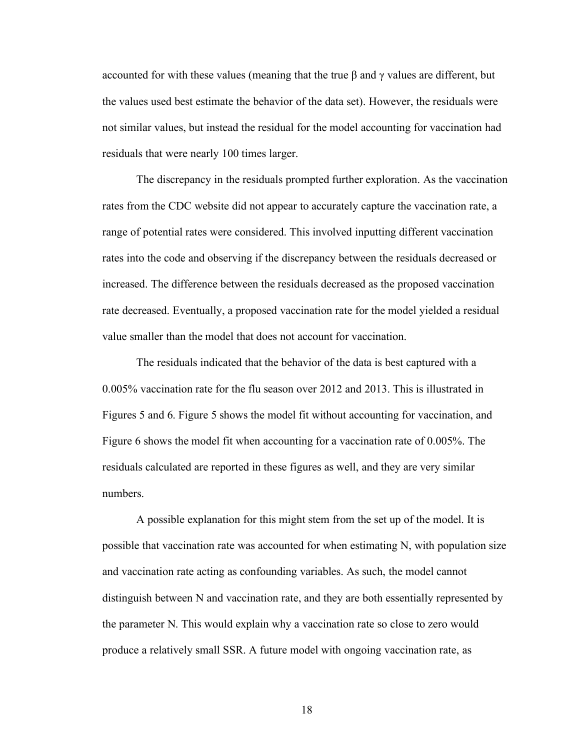accounted for with these values (meaning that the true $\beta$ and $\gamma$ values are different, but the values used best estimate the behavior of the data set). However, the residuals were not similar values, but instead the residual for the model accounting for vaccination had residuals that were nearly 100 times larger.

The discrepancy in the residuals prompted further exploration. As the vaccination rates from the CDC website did not appear to accurately capture the vaccination rate, a range of potential rates were considered. This involved inputting different vaccination rates into the code and observing if the discrepancy between the residuals decreased or increased. The difference between the residuals decreased as the proposed vaccination rate decreased. Eventually, a proposed vaccination rate for the model yielded a residual value smaller than the model that does not account for vaccination.

The residuals indicated that the behavior of the data is best captured with a 0.005% vaccination rate for the flu season over 2012 and 2013. This is illustrated in Figures 5 and 6. Figure 5 shows the model fit without accounting for vaccination, and Figure 6 shows the model fit when accounting for a vaccination rate of 0.005%. The residuals calculated are reported in these figures as well, and they are very similar numbers.

A possible explanation for this might stem from the set up of the model. It is possible that vaccination rate was accounted for when estimating N, with population size and vaccination rate acting as confounding variables. As such, the model cannot distinguish between N and vaccination rate, and they are both essentially represented by the parameter N. This would explain why a vaccination rate so close to zero would produce a relatively small SSR. A future model with ongoing vaccination rate, as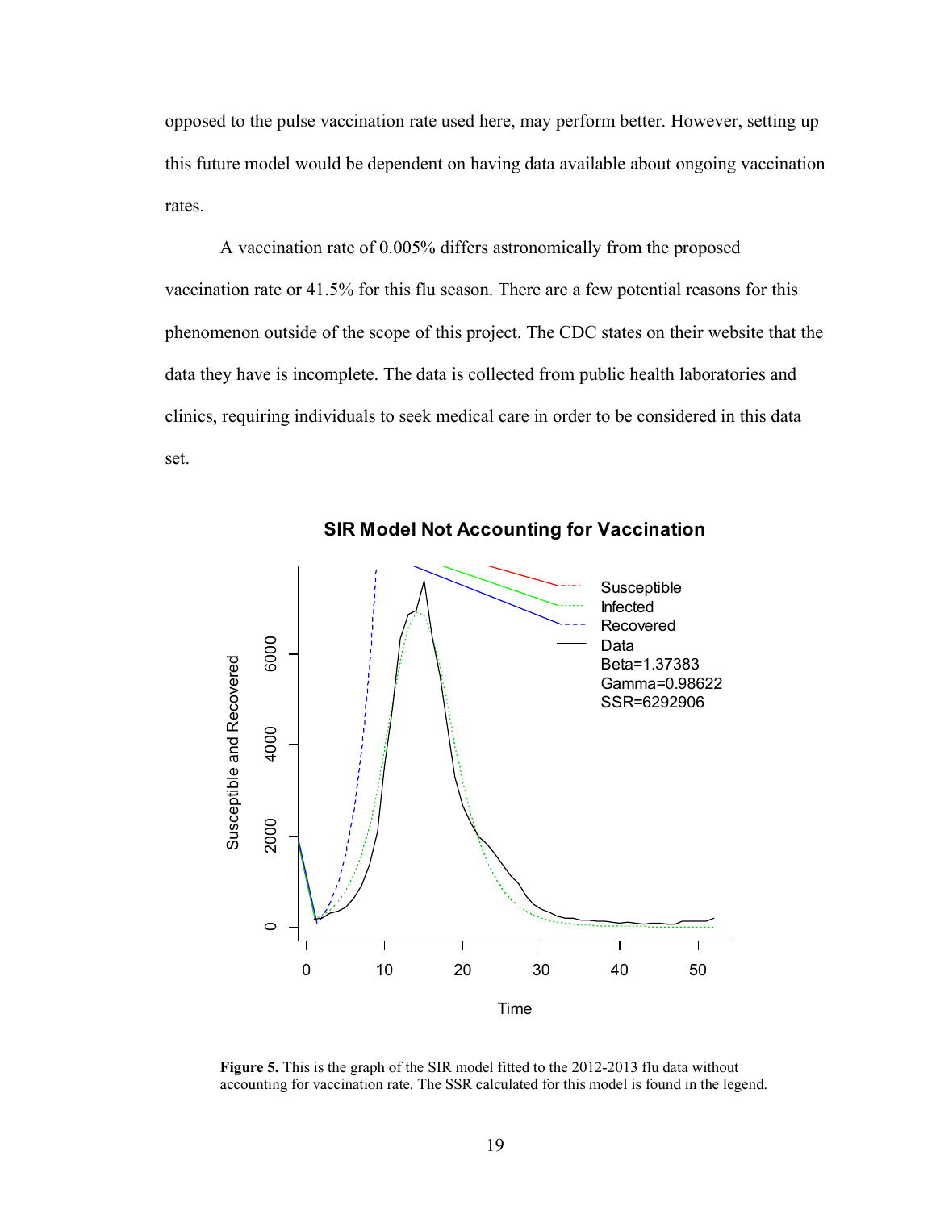opposed to the pulse vaccination rate used here, may perform better. However, setting up this future model would be dependent on having data available about ongoing vaccination rates.

A vaccination rate of 0.005% differs astronomically from the proposed vaccination rate or 41.5% for this flu season. There are a few potential reasons for this phenomenon outside of the scope of this project. The CDC states on their website that the data they have is incomplete. The data is collected from public health laboratories and clinics, requiring individuals to seek medical care in order to be considered in this data set.

**Figure 5.** This is the graph of the SIR model fitted to the 2012-2013 flu data without accounting for vaccination rate. The SSR calculated for this model is found in the legend.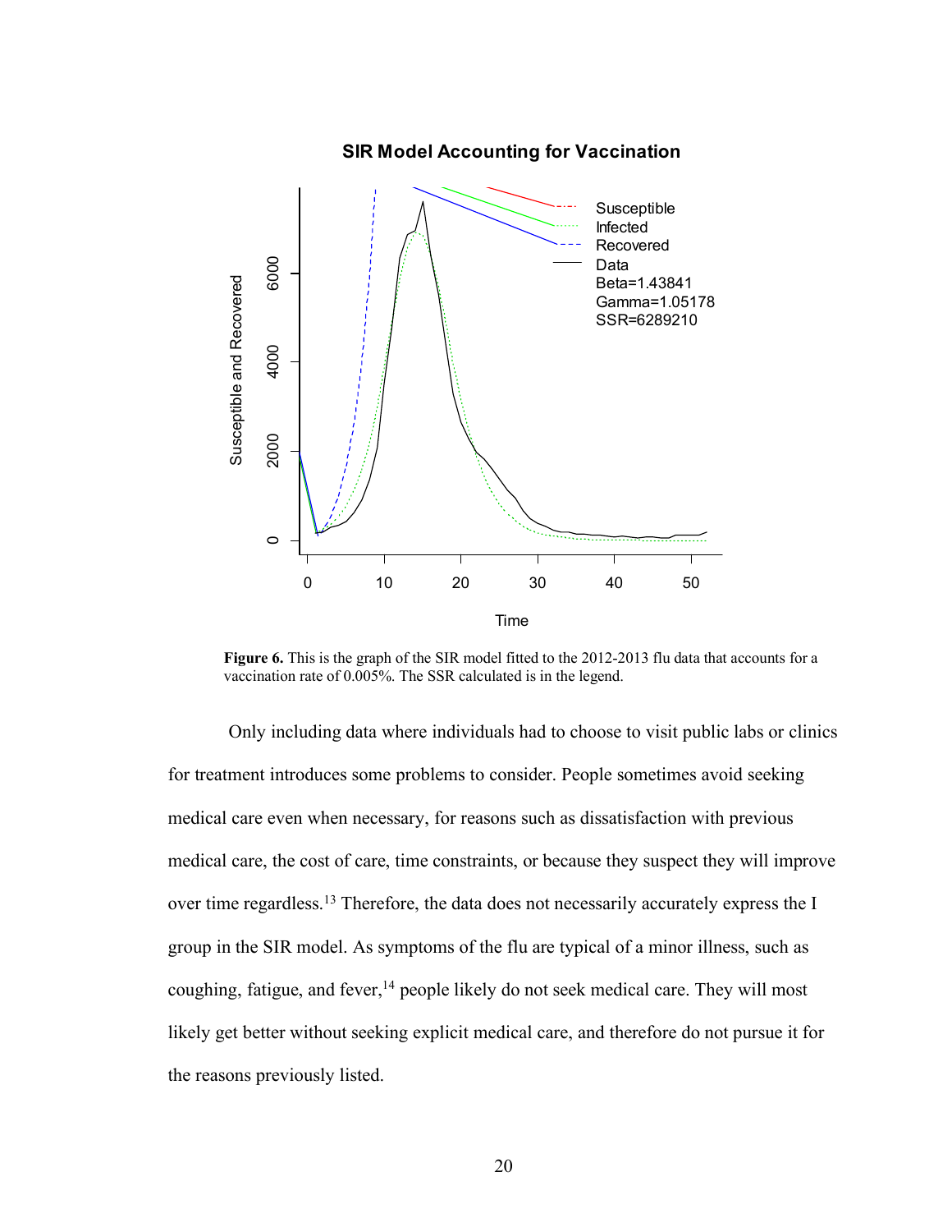**Figure 6.** This is the graph of the SIR model fitted to the 2012-2013 flu data that accounts for a vaccination rate of 0.005%. The SSR calculated is in the legend.

Only including data where individuals had to choose to visit public labs or clinics for treatment introduces some problems to consider. People sometimes avoid seeking medical care even when necessary, for reasons such as dissatisfaction with previous medical care, the cost of care, time constraints, or because they suspect they will improve over time regardless.[13] Therefore, the data does not necessarily accurately express the I group in the SIR model. As symptoms of the flu are typical of a minor illness, such as coughing, fatigue, and fever,[14] people likely do not seek medical care. They will most likely get better without seeking explicit medical care, and therefore do not pursue it for the reasons previously listed.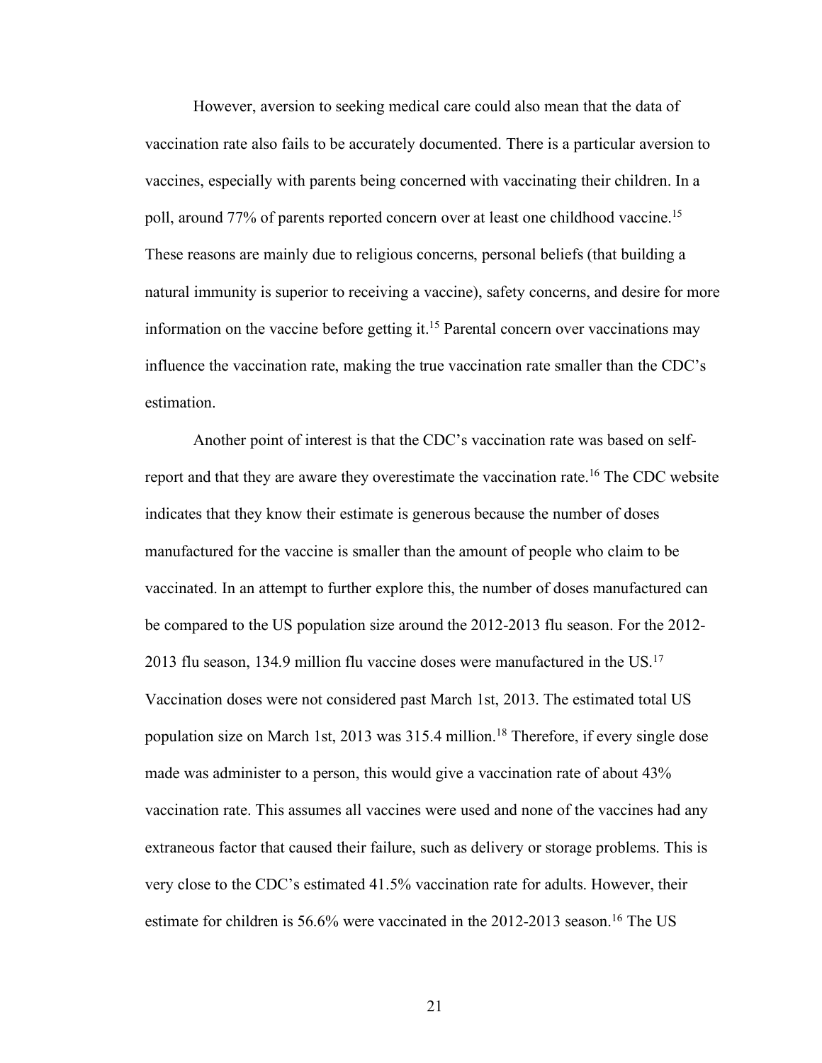However, aversion to seeking medical care could also mean that the data of vaccination rate also fails to be accurately documented. There is a particular aversion to vaccines, especially with parents being concerned with vaccinating their children. In a poll, around 77% of parents reported concern over at least one childhood vaccine.[15] These reasons are mainly due to religious concerns, personal beliefs (that building a natural immunity is superior to receiving a vaccine), safety concerns, and desire for more information on the vaccine before getting it.[15] Parental concern over vaccinations may influence the vaccination rate, making the true vaccination rate smaller than the CDC's estimation.

Another point of interest is that the CDC's vaccination rate was based on self-report and that they are aware they overestimate the vaccination rate.[16] The CDC website indicates that they know their estimate is generous because the number of doses manufactured for the vaccine is smaller than the amount of people who claim to be vaccinated. In an attempt to further explore this, the number of doses manufactured can be compared to the US population size around the 2012-2013 flu season. For the 2012-2013 flu season, 134.9 million flu vaccine doses were manufactured in the US.[17] Vaccination doses were not considered past March 1st, 2013. The estimated total US population size on March 1st, 2013 was 315.4 million.[18] Therefore, if every single dose made was administer to a person, this would give a vaccination rate of about 43% vaccination rate. This assumes all vaccines were used and none of the vaccines had any extraneous factor that caused their failure, such as delivery or storage problems. This is very close to the CDC's estimated 41.5% vaccination rate for adults. However, their estimate for children is 56.6% were vaccinated in the 2012-2013 season.[16] The US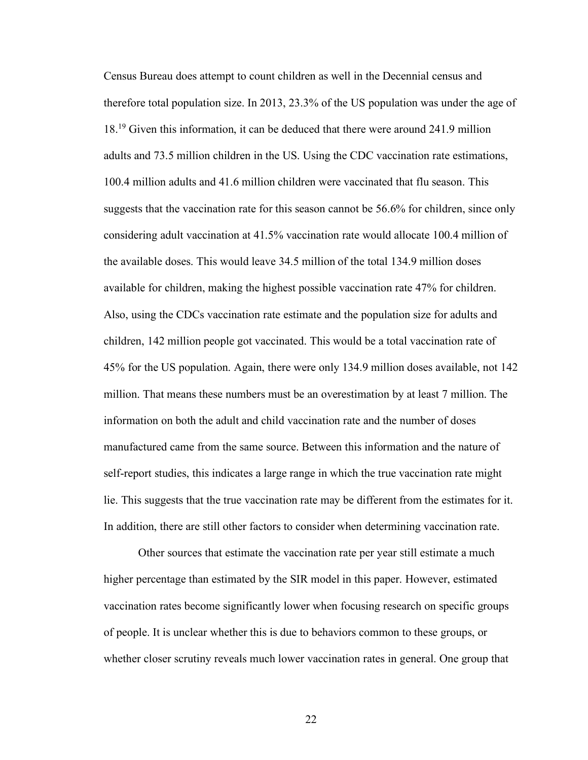Census Bureau does attempt to count children as well in the Decennial census and therefore total population size. In 2013, 23.3% of the US population was under the age of 18.[19] Given this information, it can be deduced that there were around 241.9 million adults and 73.5 million children in the US. Using the CDC vaccination rate estimations, 100.4 million adults and 41.6 million children were vaccinated that flu season. This suggests that the vaccination rate for this season cannot be 56.6% for children, since only considering adult vaccination at 41.5% vaccination rate would allocate 100.4 million of the available doses. This would leave 34.5 million of the total 134.9 million doses available for children, making the highest possible vaccination rate 47% for children. Also, using the CDCs vaccination rate estimate and the population size for adults and children, 142 million people got vaccinated. This would be a total vaccination rate of 45% for the US population. Again, there were only 134.9 million doses available, not 142 million. That means these numbers must be an overestimation by at least 7 million. The information on both the adult and child vaccination rate and the number of doses manufactured came from the same source. Between this information and the nature of self-report studies, this indicates a large range in which the true vaccination rate might lie. This suggests that the true vaccination rate may be different from the estimates for it. In addition, there are still other factors to consider when determining vaccination rate.

Other sources that estimate the vaccination rate per year still estimate a much higher percentage than estimated by the SIR model in this paper. However, estimated vaccination rates become significantly lower when focusing research on specific groups of people. It is unclear whether this is due to behaviors common to these groups, or whether closer scrutiny reveals much lower vaccination rates in general. One group that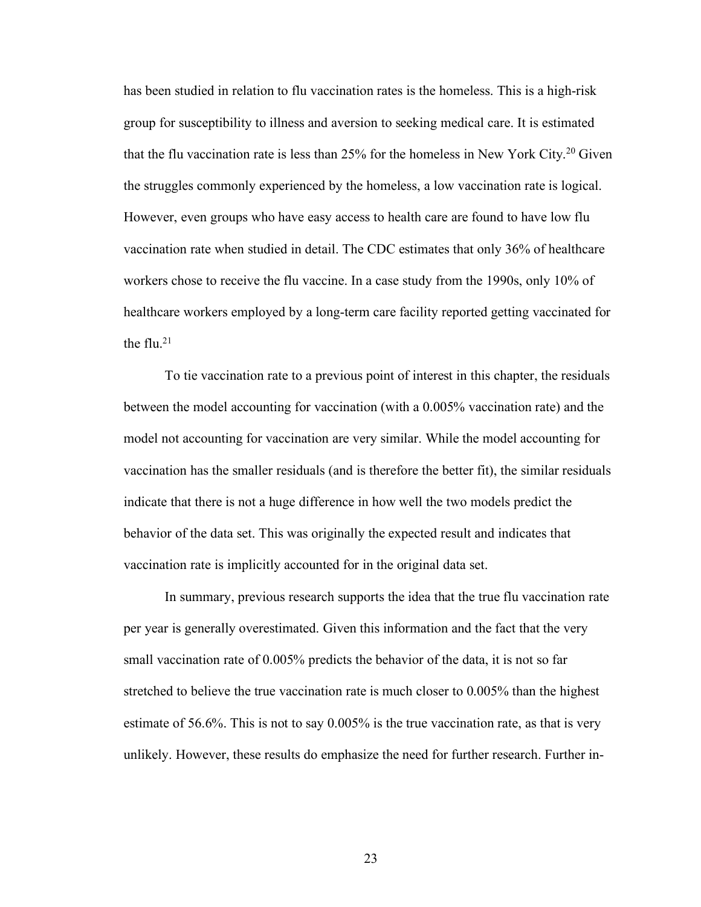has been studied in relation to flu vaccination rates is the homeless. This is a high-risk group for susceptibility to illness and aversion to seeking medical care. It is estimated that the flu vaccination rate is less than 25% for the homeless in New York City.[20] Given the struggles commonly experienced by the homeless, a low vaccination rate is logical. However, even groups who have easy access to health care are found to have low flu vaccination rate when studied in detail. The CDC estimates that only 36% of healthcare workers chose to receive the flu vaccine. In a case study from the 1990s, only 10% of healthcare workers employed by a long-term care facility reported getting vaccinated for the flu.[21]

To tie vaccination rate to a previous point of interest in this chapter, the residuals between the model accounting for vaccination (with a 0.005% vaccination rate) and the model not accounting for vaccination are very similar. While the model accounting for vaccination has the smaller residuals (and is therefore the better fit), the similar residuals indicate that there is not a huge difference in how well the two models predict the behavior of the data set. This was originally the expected result and indicates that vaccination rate is implicitly accounted for in the original data set.

In summary, previous research supports the idea that the true flu vaccination rate per year is generally overestimated. Given this information and the fact that the very small vaccination rate of 0.005% predicts the behavior of the data, it is not so far stretched to believe the true vaccination rate is much closer to 0.005% than the highest estimate of 56.6%. This is not to say 0.005% is the true vaccination rate, as that is very unlikely. However, these results do emphasize the need for further research. Further in-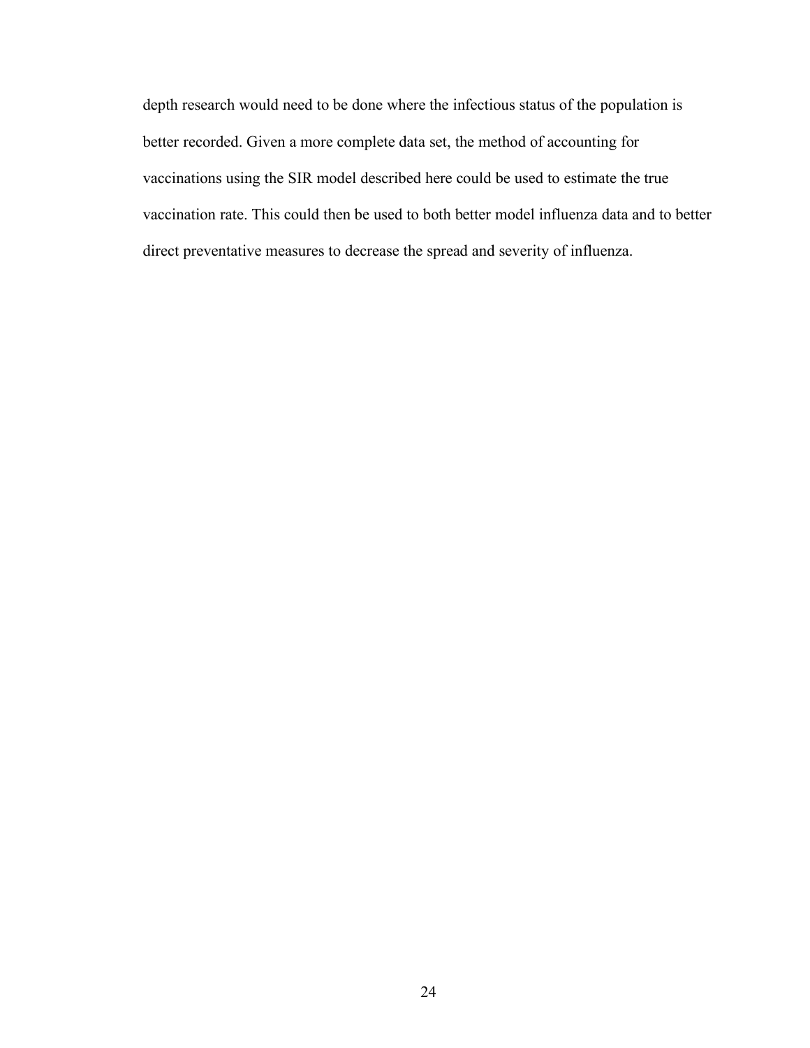depth research would need to be done where the infectious status of the population is better recorded. Given a more complete data set, the method of accounting for vaccinations using the SIR model described here could be used to estimate the true vaccination rate. This could then be used to both better model influenza data and to better direct preventative measures to decrease the spread and severity of influenza.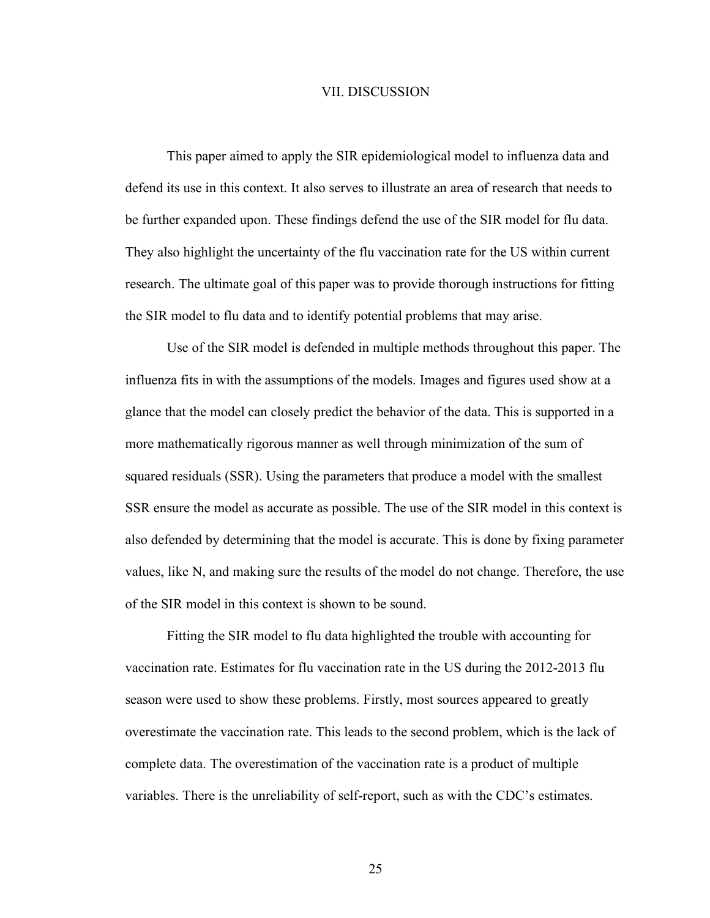# VII. DISCUSSION

This paper aimed to apply the SIR epidemiological model to influenza data and defend its use in this context. It also serves to illustrate an area of research that needs to be further expanded upon. These findings defend the use of the SIR model for flu data. They also highlight the uncertainty of the flu vaccination rate for the US within current research. The ultimate goal of this paper was to provide thorough instructions for fitting the SIR model to flu data and to identify potential problems that may arise.

Use of the SIR model is defended in multiple methods throughout this paper. The influenza fits in with the assumptions of the models. Images and figures used show at a glance that the model can closely predict the behavior of the data. This is supported in a more mathematically rigorous manner as well through minimization of the sum of squared residuals (SSR). Using the parameters that produce a model with the smallest SSR ensure the model as accurate as possible. The use of the SIR model in this context is also defended by determining that the model is accurate. This is done by fixing parameter values, like N, and making sure the results of the model do not change. Therefore, the use of the SIR model in this context is shown to be sound.

Fitting the SIR model to flu data highlighted the trouble with accounting for vaccination rate. Estimates for flu vaccination rate in the US during the 2012-2013 flu season were used to show these problems. Firstly, most sources appeared to greatly overestimate the vaccination rate. This leads to the second problem, which is the lack of complete data. The overestimation of the vaccination rate is a product of multiple variables. There is the unreliability of self-report, such as with the CDC's estimates.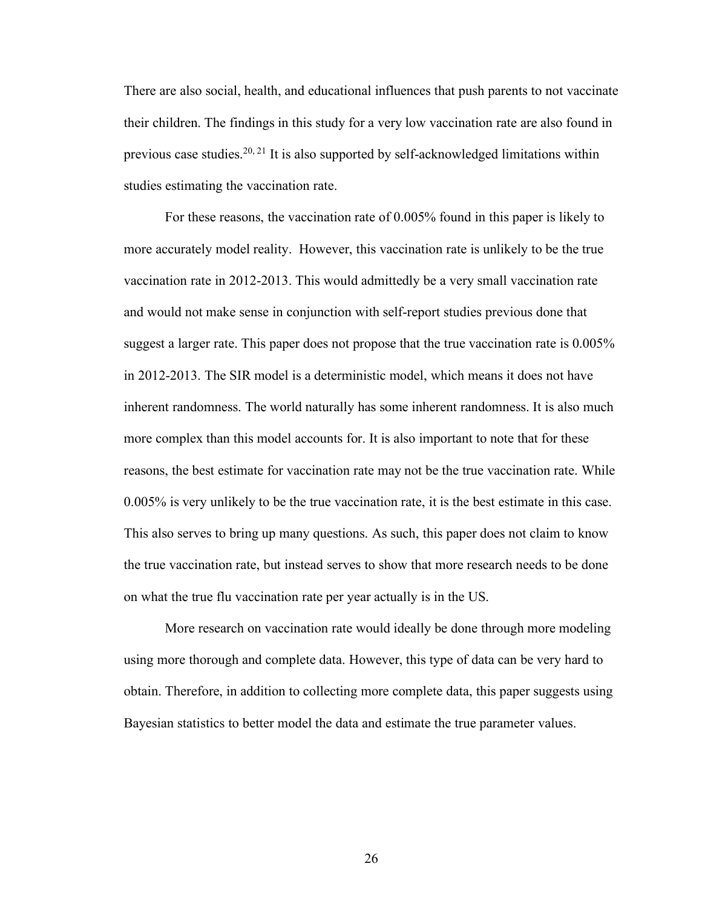There are also social, health, and educational influences that push parents to not vaccinate their children. The findings in this study for a very low vaccination rate are also found in previous case studies.[20, 21] It is also supported by self-acknowledged limitations within studies estimating the vaccination rate.

For these reasons, the vaccination rate of 0.005% found in this paper is likely to more accurately model reality. However, this vaccination rate is unlikely to be the true vaccination rate in 2012-2013. This would admittedly be a very small vaccination rate and would not make sense in conjunction with self-report studies previous done that suggest a larger rate. This paper does not propose that the true vaccination rate is 0.005% in 2012-2013. The SIR model is a deterministic model, which means it does not have inherent randomness. The world naturally has some inherent randomness. It is also much more complex than this model accounts for. It is also important to note that for these reasons, the best estimate for vaccination rate may not be the true vaccination rate. While 0.005% is very unlikely to be the true vaccination rate, it is the best estimate in this case. This also serves to bring up many questions. As such, this paper does not claim to know the true vaccination rate, but instead serves to show that more research needs to be done on what the true flu vaccination rate per year actually is in the US.

More research on vaccination rate would ideally be done through more modeling using more thorough and complete data. However, this type of data can be very hard to obtain. Therefore, in addition to collecting more complete data, this paper suggests using Bayesian statistics to better model the data and estimate the true parameter values.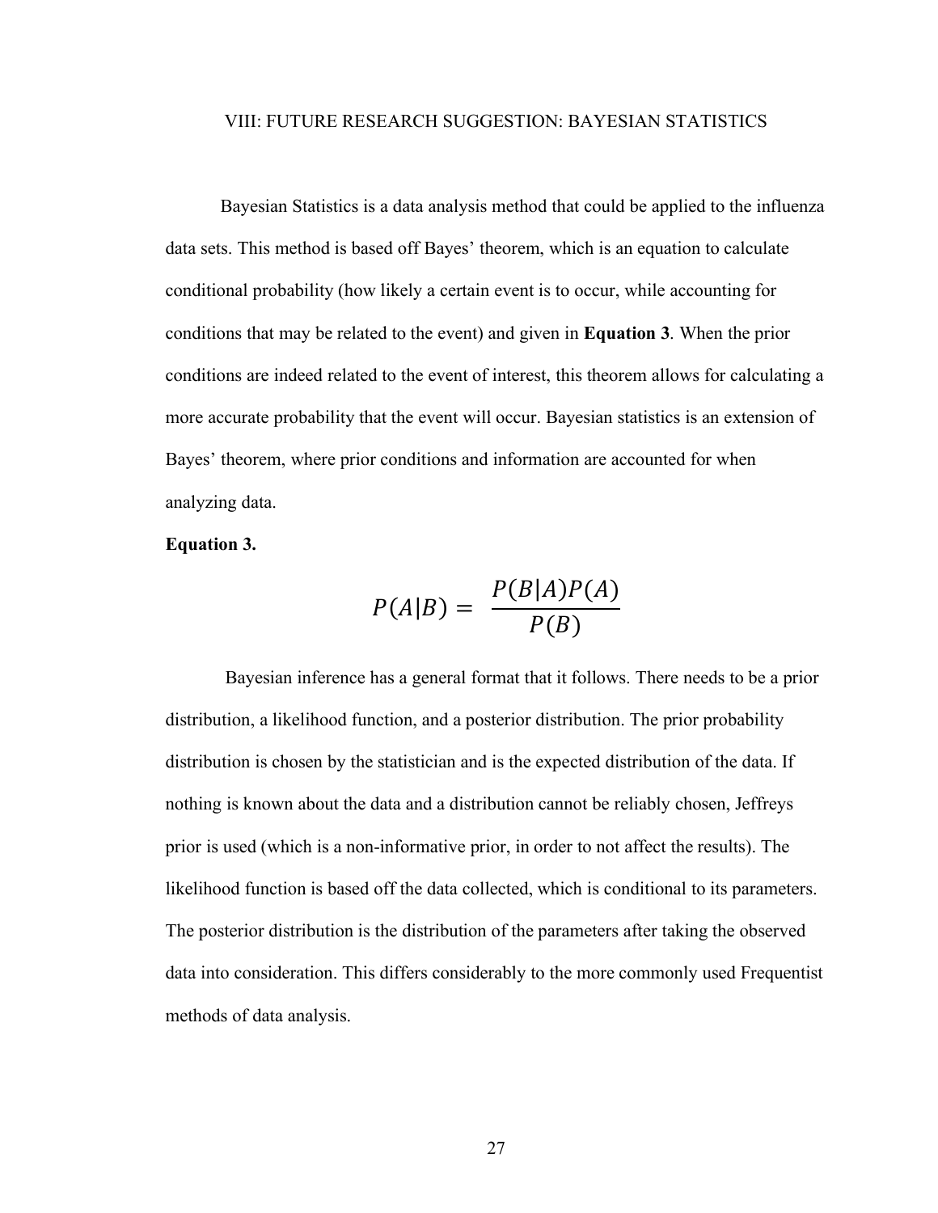# VIII: FUTURE RESEARCH SUGGESTION: BAYESIAN STATISTICS

Bayesian Statistics is a data analysis method that could be applied to the influenza data sets. This method is based off Bayes' theorem, which is an equation to calculate conditional probability (how likely a certain event is to occur, while accounting for conditions that may be related to the event) and given in **Equation 3**. When the prior conditions are indeed related to the event of interest, this theorem allows for calculating a more accurate probability that the event will occur. Bayesian statistics is an extension of Bayes' theorem, where prior conditions and information are accounted for when analyzing data.

**Equation 3.**

$$P(A|B) = \frac{P(B|A)P(A)}{P(B)}$$

Bayesian inference has a general format that it follows. There needs to be a prior distribution, a likelihood function, and a posterior distribution. The prior probability distribution is chosen by the statistician and is the expected distribution of the data. If nothing is known about the data and a distribution cannot be reliably chosen, Jeffreys prior is used (which is a non-informative prior, in order to not affect the results). The likelihood function is based off the data collected, which is conditional to its parameters. The posterior distribution is the distribution of the parameters after taking the observed data into consideration. This differs considerably to the more commonly used Frequentist methods of data analysis.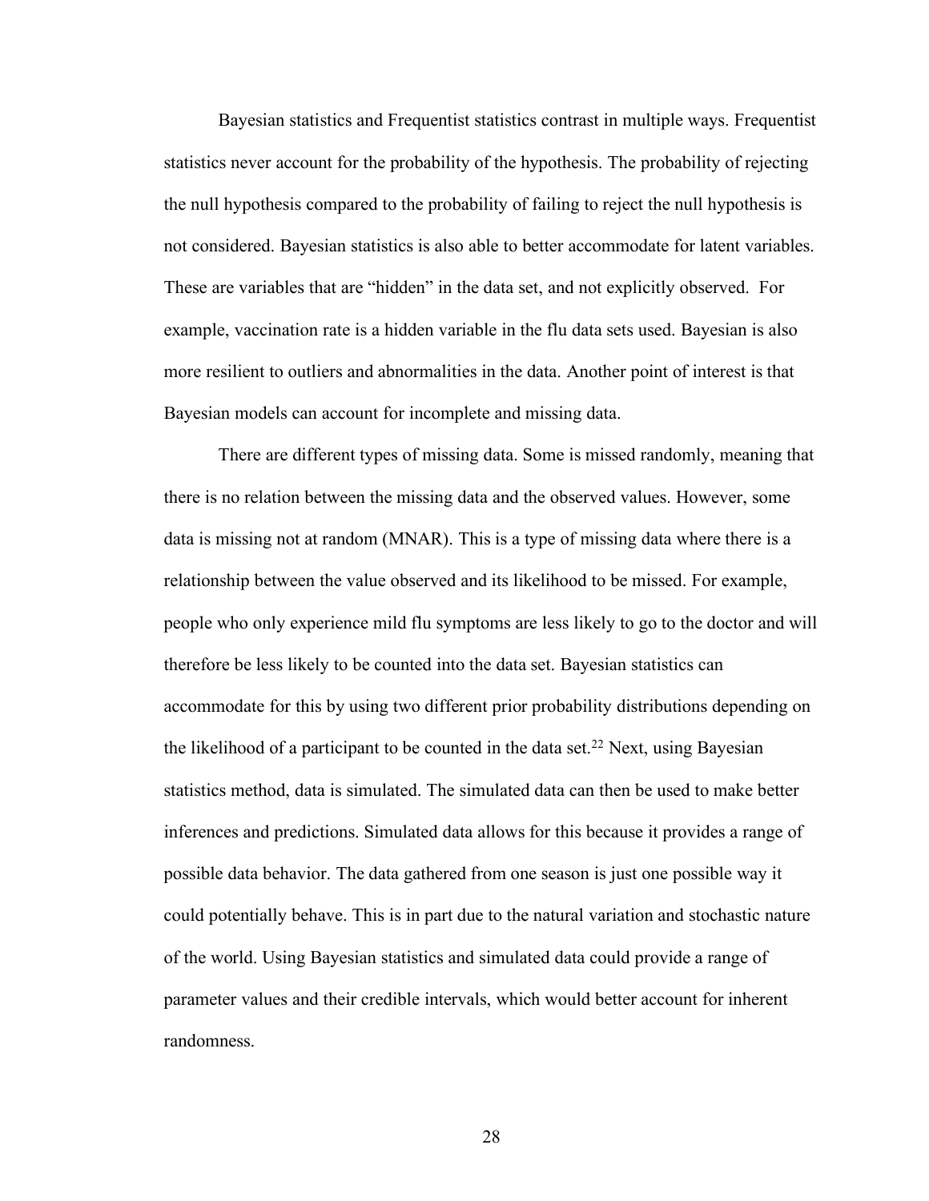Bayesian statistics and Frequentist statistics contrast in multiple ways. Frequentist statistics never account for the probability of the hypothesis. The probability of rejecting the null hypothesis compared to the probability of failing to reject the null hypothesis is not considered. Bayesian statistics is also able to better accommodate for latent variables. These are variables that are "hidden" in the data set, and not explicitly observed. For example, vaccination rate is a hidden variable in the flu data sets used. Bayesian is also more resilient to outliers and abnormalities in the data. Another point of interest is that Bayesian models can account for incomplete and missing data.

There are different types of missing data. Some is missed randomly, meaning that there is no relation between the missing data and the observed values. However, some data is missing not at random (MNAR). This is a type of missing data where there is a relationship between the value observed and its likelihood to be missed. For example, people who only experience mild flu symptoms are less likely to go to the doctor and will therefore be less likely to be counted into the data set. Bayesian statistics can accommodate for this by using two different prior probability distributions depending on the likelihood of a participant to be counted in the data set.[22] Next, using Bayesian statistics method, data is simulated. The simulated data can then be used to make better inferences and predictions. Simulated data allows for this because it provides a range of possible data behavior. The data gathered from one season is just one possible way it could potentially behave. This is in part due to the natural variation and stochastic nature of the world. Using Bayesian statistics and simulated data could provide a range of parameter values and their credible intervals, which would better account for inherent randomness.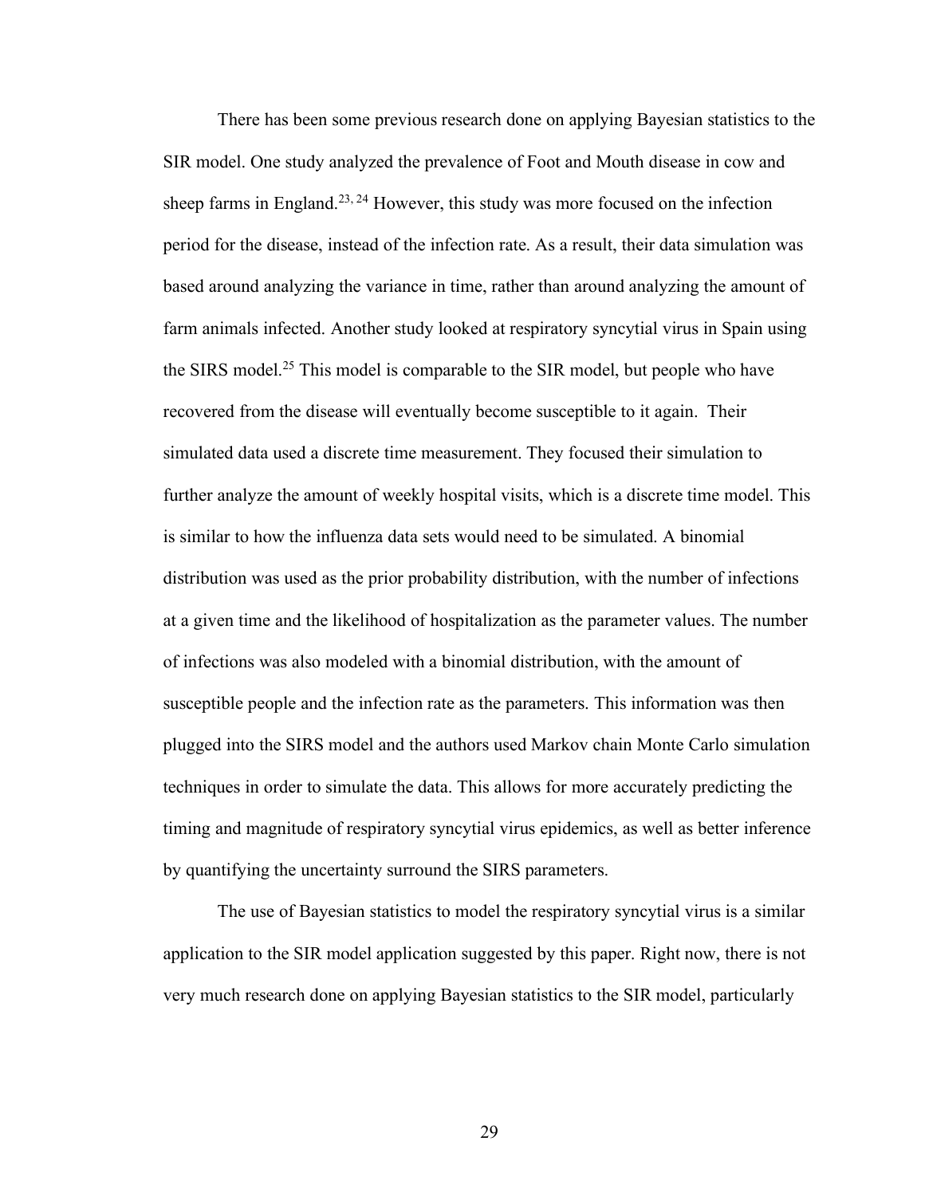There has been some previous research done on applying Bayesian statistics to the SIR model. One study analyzed the prevalence of Foot and Mouth disease in cow and sheep farms in England.[23, 24] However, this study was more focused on the infection period for the disease, instead of the infection rate. As a result, their data simulation was based around analyzing the variance in time, rather than around analyzing the amount of farm animals infected. Another study looked at respiratory syncytial virus in Spain using the SIRS model.[25] This model is comparable to the SIR model, but people who have recovered from the disease will eventually become susceptible to it again. Their simulated data used a discrete time measurement. They focused their simulation to further analyze the amount of weekly hospital visits, which is a discrete time model. This is similar to how the influenza data sets would need to be simulated. A binomial distribution was used as the prior probability distribution, with the number of infections at a given time and the likelihood of hospitalization as the parameter values. The number of infections was also modeled with a binomial distribution, with the amount of susceptible people and the infection rate as the parameters. This information was then plugged into the SIRS model and the authors used Markov chain Monte Carlo simulation techniques in order to simulate the data. This allows for more accurately predicting the timing and magnitude of respiratory syncytial virus epidemics, as well as better inference by quantifying the uncertainty surround the SIRS parameters.

The use of Bayesian statistics to model the respiratory syncytial virus is a similar application to the SIR model application suggested by this paper. Right now, there is not very much research done on applying Bayesian statistics to the SIR model, particularly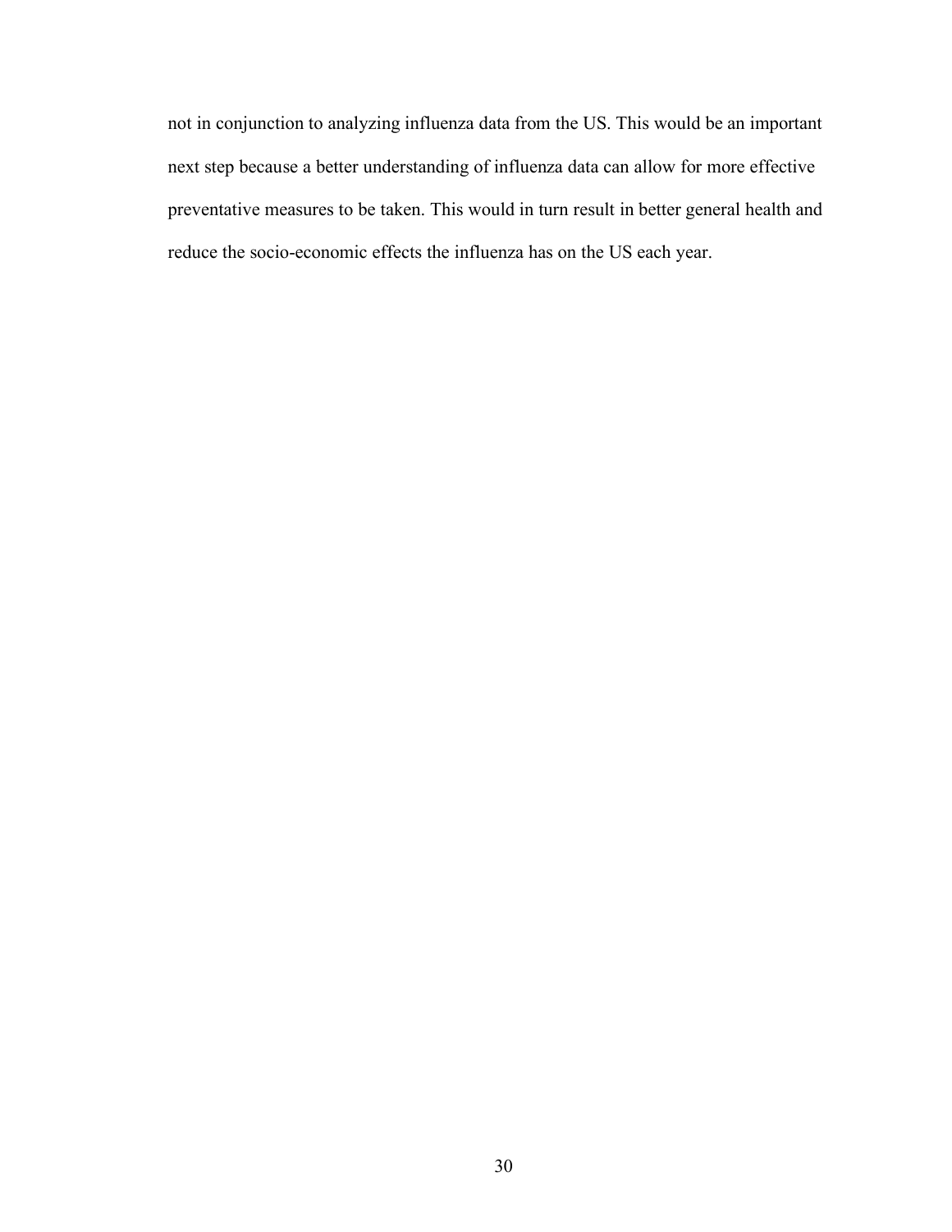not in conjunction to analyzing influenza data from the US. This would be an important next step because a better understanding of influenza data can allow for more effective preventative measures to be taken. This would in turn result in better general health and reduce the socio-economic effects the influenza has on the US each year.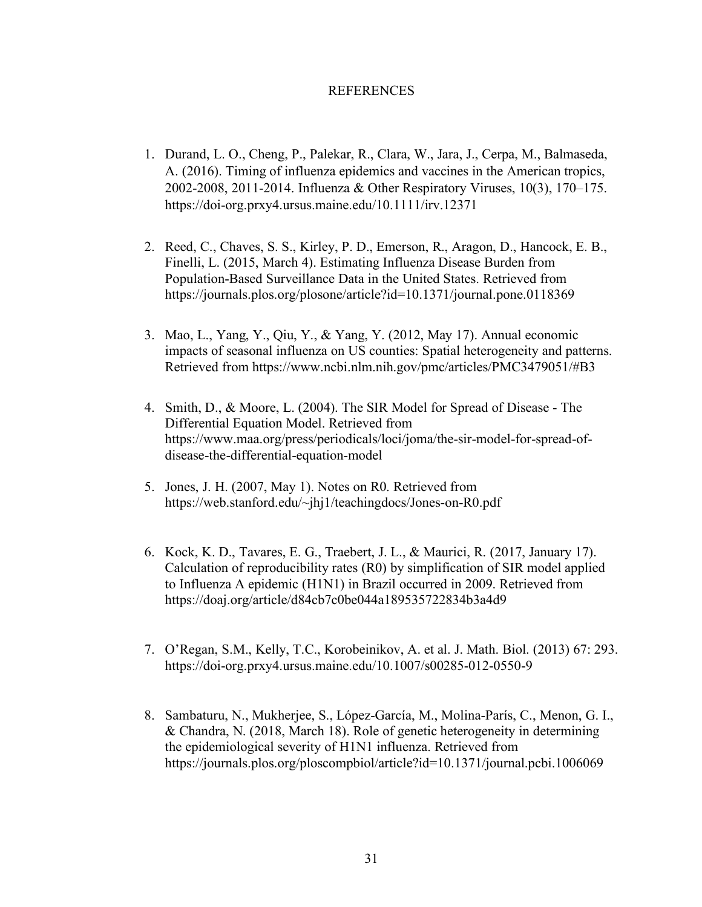# REFERENCES

1. Durand, L. O., Cheng, P., Palekar, R., Clara, W., Jara, J., Cerpa, M., Balmaseda, A. (2016). Timing of influenza epidemics and vaccines in the American tropics, 2002-2008, 2011-2014. Influenza & Other Respiratory Viruses, 10(3), 170–175. https://doi-org.prxy4.ursus.maine.edu/10.1111/irv.12371

2. Reed, C., Chaves, S. S., Kirley, P. D., Emerson, R., Aragon, D., Hancock, E. B., Finelli, L. (2015, March 4). Estimating Influenza Disease Burden from Population-Based Surveillance Data in the United States. Retrieved from https://journals.plos.org/plosone/article?id=10.1371/journal.pone.0118369

3. Mao, L., Yang, Y., Qiu, Y., & Yang, Y. (2012, May 17). Annual economic impacts of seasonal influenza on US counties: Spatial heterogeneity and patterns. Retrieved from https://www.ncbi.nlm.nih.gov/pmc/articles/PMC3479051/#B3

4. Smith, D., & Moore, L. (2004). The SIR Model for Spread of Disease - The Differential Equation Model. Retrieved from https://www.maa.org/press/periodicals/loci/joma/the-sir-model-for-spread-of-disease-the-differential-equation-model

5. Jones, J. H. (2007, May 1). Notes on R0. Retrieved from https://web.stanford.edu/~jhj1/teachingdocs/Jones-on-R0.pdf

6. Kock, K. D., Tavares, E. G., Traebert, J. L., & Maurici, R. (2017, January 17). Calculation of reproducibility rates (R0) by simplification of SIR model applied to Influenza A epidemic (H1N1) in Brazil occurred in 2009. Retrieved from https://doaj.org/article/d84cb7c0be044a189535722834b3a4d9

7. O'Regan, S.M., Kelly, T.C., Korobeinikov, A. et al. J. Math. Biol. (2013) 67: 293. https://doi-org.prxy4.ursus.maine.edu/10.1007/s00285-012-0550-9

8. Sambaturu, N., Mukherjee, S., López-García, M., Molina-París, C., Menon, G. I., & Chandra, N. (2018, March 18). Role of genetic heterogeneity in determining the epidemiological severity of H1N1 influenza. Retrieved from https://journals.plos.org/ploscompbiol/article?id=10.1371/journal.pcbi.1006069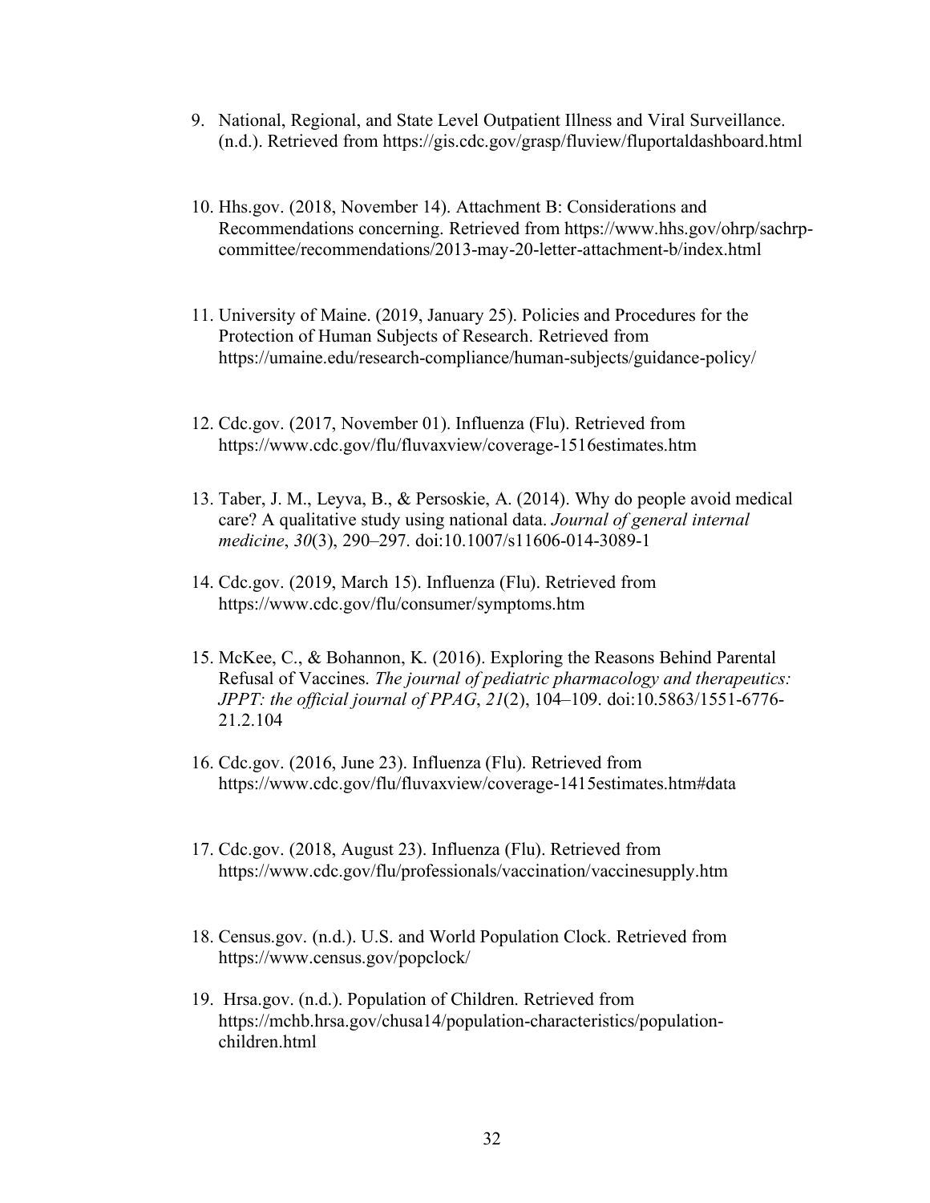9. National, Regional, and State Level Outpatient Illness and Viral Surveillance. (n.d.). Retrieved from https://gis.cdc.gov/grasp/fluview/fluportaldashboard.html

10. Hhs.gov. (2018, November 14). Attachment B: Considerations and Recommendations concerning. Retrieved from https://www.hhs.gov/ohrp/sachrp-committee/recommendations/2013-may-20-letter-attachment-b/index.html

11. University of Maine. (2019, January 25). Policies and Procedures for the Protection of Human Subjects of Research. Retrieved from https://umaine.edu/research-compliance/human-subjects/guidance-policy/

12. Cdc.gov. (2017, November 01). Influenza (Flu). Retrieved from https://www.cdc.gov/flu/fluvaxview/coverage-1516estimates.htm

13. Taber, J. M., Leyva, B., & Persoskie, A. (2014). Why do people avoid medical care? A qualitative study using national data. *Journal of general internal medicine*, *30*(3), 290–297. doi:10.1007/s11606-014-3089-1

14. Cdc.gov. (2019, March 15). Influenza (Flu). Retrieved from https://www.cdc.gov/flu/consumer/symptoms.htm

15. McKee, C., & Bohannon, K. (2016). Exploring the Reasons Behind Parental Refusal of Vaccines. *The journal of pediatric pharmacology and therapeutics: JPPT: the official journal of PPAG*, *21*(2), 104–109. doi:10.5863/1551-6776-21.2.104

16. Cdc.gov. (2016, June 23). Influenza (Flu). Retrieved from https://www.cdc.gov/flu/fluvaxview/coverage-1415estimates.htm#data

17. Cdc.gov. (2018, August 23). Influenza (Flu). Retrieved from https://www.cdc.gov/flu/professionals/vaccination/vaccinesupply.htm

18. Census.gov. (n.d.). U.S. and World Population Clock. Retrieved from https://www.census.gov/popclock/

19. Hrsa.gov. (n.d.). Population of Children. Retrieved from https://mchb.hrsa.gov/chusa14/population-characteristics/population-children.html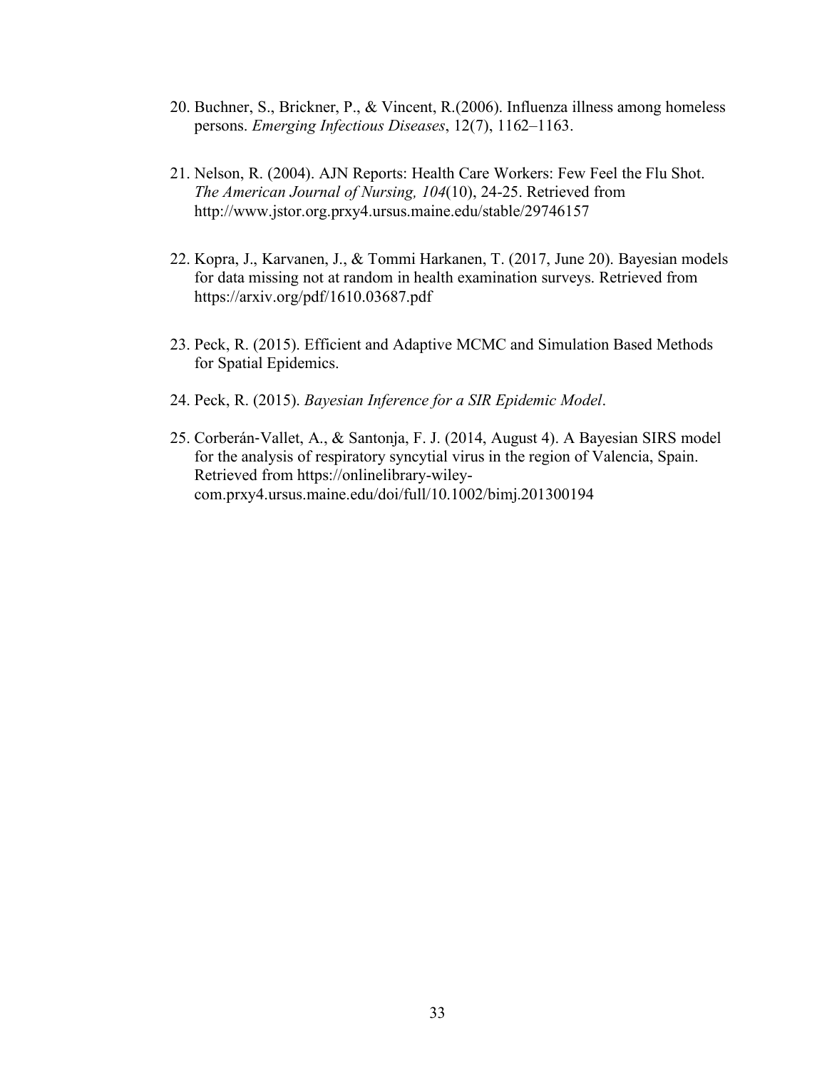20. Buchner, S., Brickner, P., & Vincent, R.(2006). Influenza illness among homeless persons. *Emerging Infectious Diseases*, 12(7), 1162–1163.

21. Nelson, R. (2004). AJN Reports: Health Care Workers: Few Feel the Flu Shot. *The American Journal of Nursing, 104*(10), 24-25. Retrieved from http://www.jstor.org.prxy4.ursus.maine.edu/stable/29746157

22. Kopra, J., Karvanen, J., & Tommi Harkanen, T. (2017, June 20). Bayesian models for data missing not at random in health examination surveys. Retrieved from https://arxiv.org/pdf/1610.03687.pdf

23. Peck, R. (2015). Efficient and Adaptive MCMC and Simulation Based Methods for Spatial Epidemics.

24. Peck, R. (2015). *Bayesian Inference for a SIR Epidemic Model*.

25. Corberán‐Vallet, A., & Santonja, F. J. (2014, August 4). A Bayesian SIRS model for the analysis of respiratory syncytial virus in the region of Valencia, Spain. Retrieved from https://onlinelibrary-wiley-com.prxy4.ursus.maine.edu/doi/full/10.1002/bimj.201300194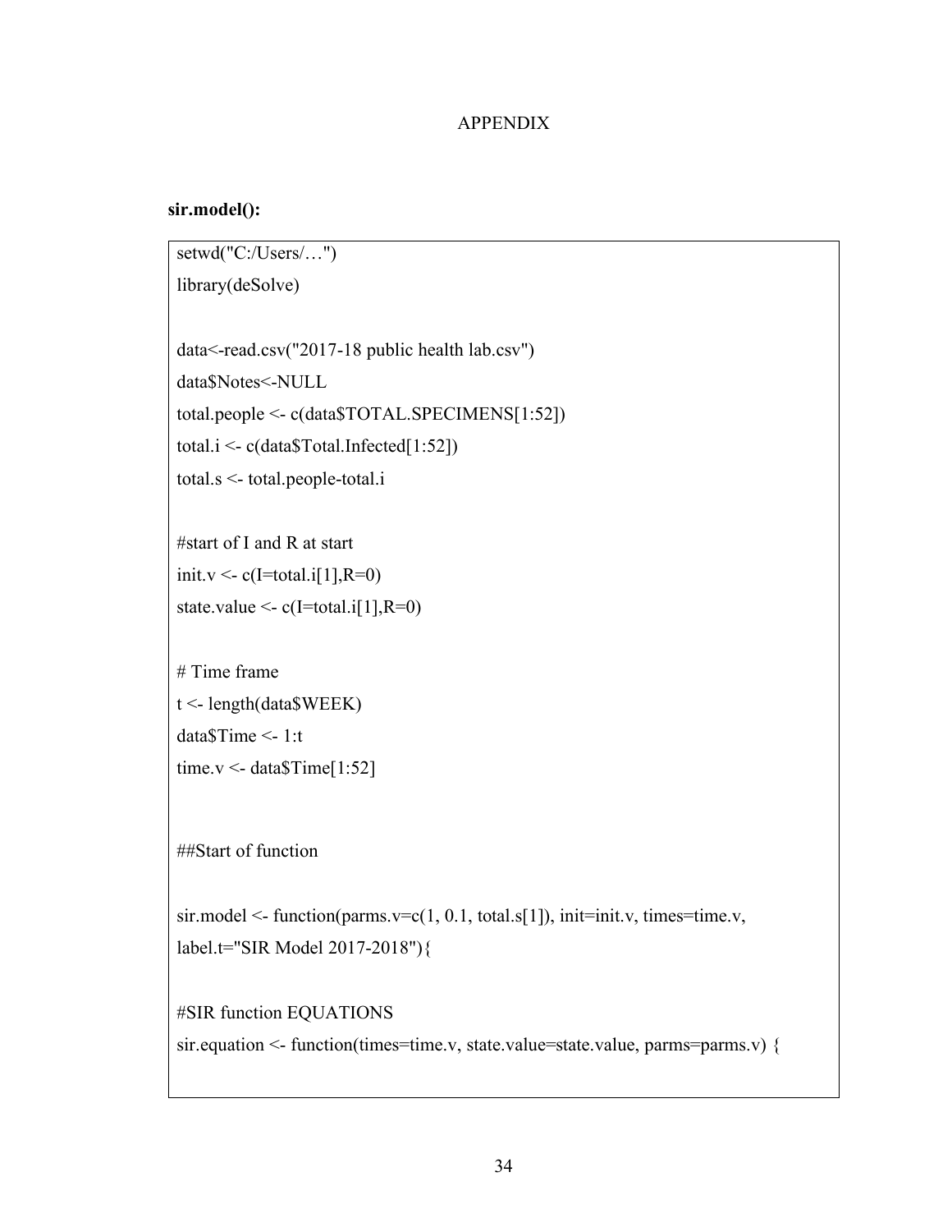APPENDIX

**sir.model():**

```
setwd("C:/Users/…")
library(deSolve)

data<-read.csv("2017-18 public health lab.csv")
data$Notes<-NULL
total.people <- c(data$TOTAL.SPECIMENS[1:52])
total.i <- c(data$Total.Infected[1:52])
total.s <- total.people-total.i

#start of I and R at start
init.v <- c(I=total.i[1],R=0)
state.value <- c(I=total.i[1],R=0)

# Time frame
t <- length(data$WEEK)
data$Time <- 1:t
time.v <- data$Time[1:52]


##Start of function

sir.model <- function(parms.v=c(1, 0.1, total.s[1]), init=init.v, times=time.v,
label.t="SIR Model 2017-2018"){

#SIR function EQUATIONS
sir.equation <- function(times=time.v, state.value=state.value, parms=parms.v) {
```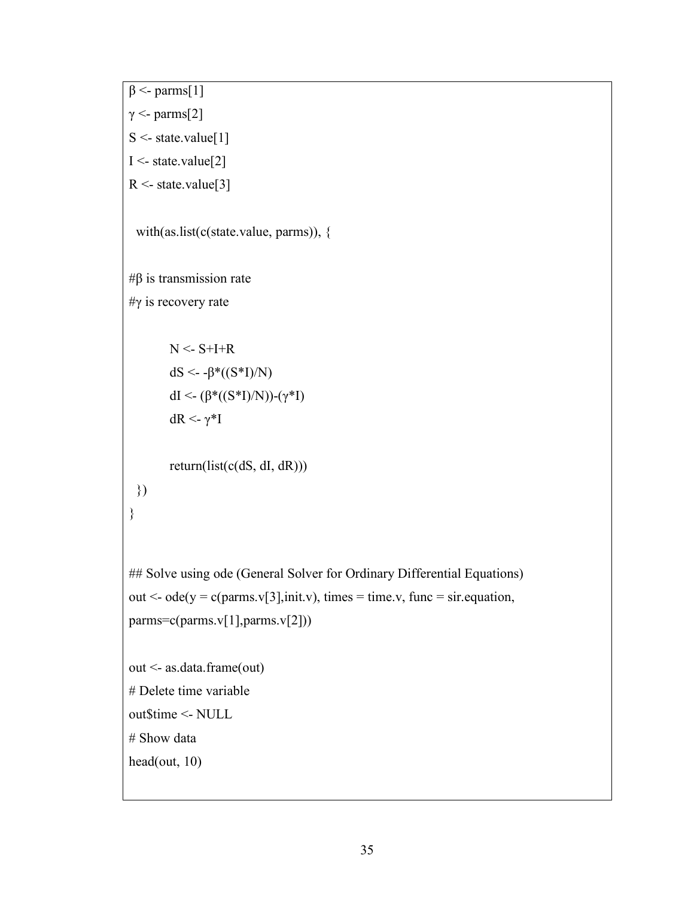```
β <- parms[1]
γ <- parms[2]
S <- state.value[1]
I <- state.value[2]
R <- state.value[3]

  with(as.list(c(state.value, parms)), {

#β is transmission rate
#γ is recovery rate

        N <- S+I+R
        dS <- -β*((S*I)/N)
        dI <- (β*((S*I)/N))-(γ*I)
        dR <- γ*I

        return(list(c(dS, dI, dR)))
  })
}


## Solve using ode (General Solver for Ordinary Differential Equations)
out <- ode(y = c(parms.v[3],init.v), times = time.v, func = sir.equation,
parms=c(parms.v[1],parms.v[2]))

out <- as.data.frame(out)
# Delete time variable
out$time <- NULL
# Show data
head(out, 10)
```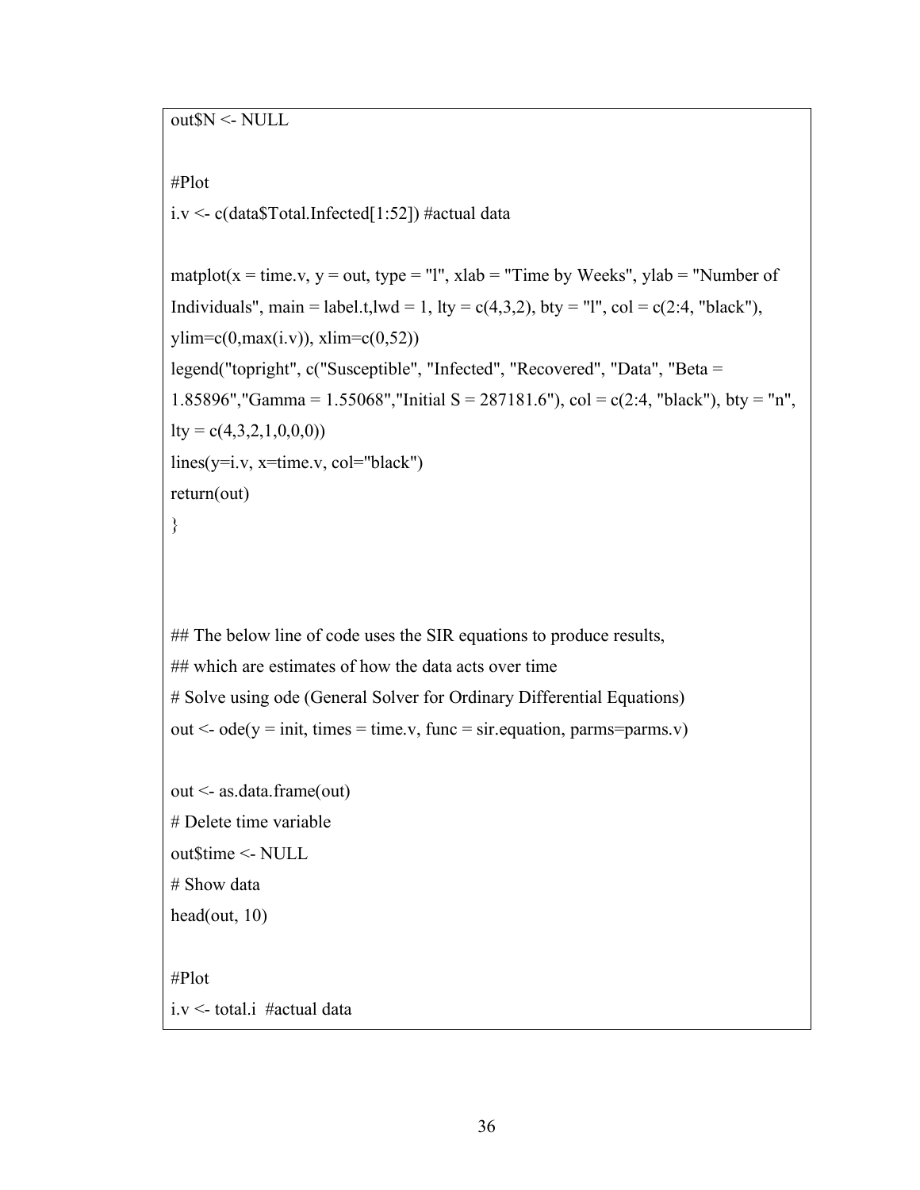```
out$N <- NULL

#Plot
i.v <- c(data$Total.Infected[1:52]) #actual data

matplot(x = time.v, y = out, type = "l", xlab = "Time by Weeks", ylab = "Number of
Individuals", main = label.t,lwd = 1, lty = c(4,3,2), bty = "l", col = c(2:4, "black"),
ylim=c(0,max(i.v)), xlim=c(0,52))
legend("topright", c("Susceptible", "Infected", "Recovered", "Data", "Beta =
1.85896","Gamma = 1.55068","Initial S = 287181.6"), col = c(2:4, "black"), bty = "n",
lty = c(4,3,2,1,0,0,0))
lines(y=i.v, x=time.v, col="black")
return(out)
}



## The below line of code uses the SIR equations to produce results,
## which are estimates of how the data acts over time
# Solve using ode (General Solver for Ordinary Differential Equations)
out <- ode(y = init, times = time.v, func = sir.equation, parms=parms.v)

out <- as.data.frame(out)
# Delete time variable
out$time <- NULL
# Show data
head(out, 10)

#Plot
i.v <- total.i  #actual data
```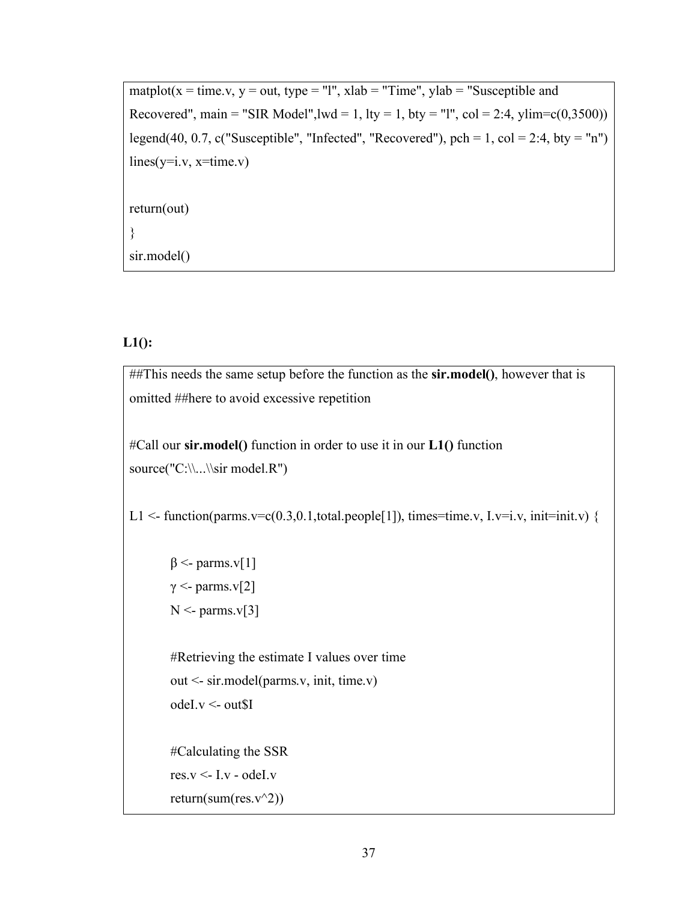```
matplot(x = time.v, y = out, type = "l", xlab = "Time", ylab = "Susceptible and
Recovered", main = "SIR Model",lwd = 1, lty = 1, bty = "l", col = 2:4, ylim=c(0,3500))
legend(40, 0.7, c("Susceptible", "Infected", "Recovered"), pch = 1, col = 2:4, bty = "n")
lines(y=i.v, x=time.v)

return(out)
}
sir.model()
```

**L1():**

```
##This needs the same setup before the function as the sir.model(), however that is
omitted ##here to avoid excessive repetition

#Call our sir.model() function in order to use it in our L1() function
source("C:\\...\\sir model.R")

L1 <- function(parms.v=c(0.3,0.1,total.people[1]), times=time.v, I.v=i.v, init=init.v) {

        β <- parms.v[1]
        γ <- parms.v[2]
        N <- parms.v[3]

        #Retrieving the estimate I values over time
        out <- sir.model(parms.v, init, time.v)
        odeI.v <- out$I

        #Calculating the SSR
        res.v <- I.v - odeI.v
        return(sum(res.v^2))
```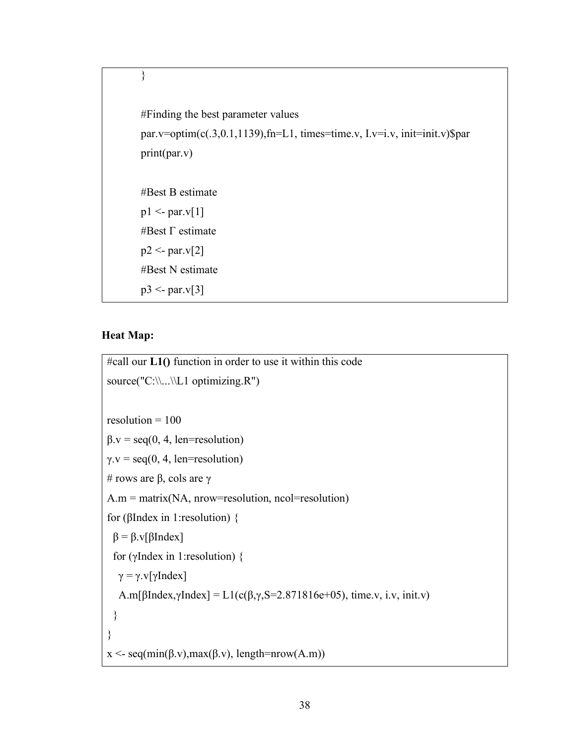```
}

#Finding the best parameter values
par.v=optim(c(.3,0.1,1139),fn=L1, times=time.v, I.v=i.v, init=init.v)$par
print(par.v)

#Best B estimate
p1 <- par.v[1]
#Best Γ estimate
p2 <- par.v[2]
#Best N estimate
p3 <- par.v[3]
```

**Heat Map:**

```
#call our L1() function in order to use it within this code
source("C:\\...\\L1 optimizing.R")

resolution = 100
β.v = seq(0, 4, len=resolution)
γ.v = seq(0, 4, len=resolution)
# rows are β, cols are γ
A.m = matrix(NA, nrow=resolution, ncol=resolution)
for (βIndex in 1:resolution) {
  β = β.v[βIndex]
  for (γIndex in 1:resolution) {
    γ = γ.v[γIndex]
    A.m[βIndex,γIndex] = L1(c(β,γ,S=2.871816e+05), time.v, i.v, init.v)
  }
}
x <- seq(min(β.v),max(β.v), length=nrow(A.m))
```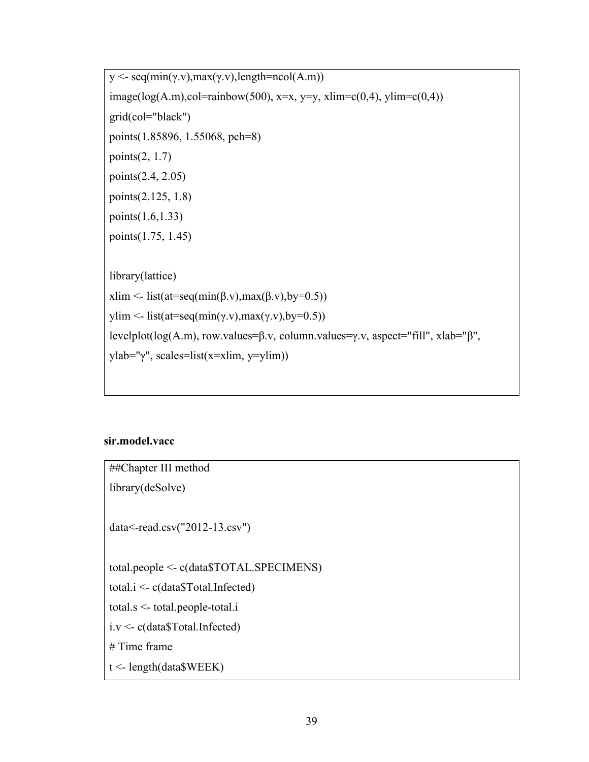```
y <- seq(min(γ.v),max(γ.v),length=ncol(A.m))
image(log(A.m),col=rainbow(500), x=x, y=y, xlim=c(0,4), ylim=c(0,4))
grid(col="black")
points(1.85896, 1.55068, pch=8)
points(2, 1.7)
points(2.4, 2.05)
points(2.125, 1.8)
points(1.6,1.33)
points(1.75, 1.45)

library(lattice)
xlim <- list(at=seq(min(β.v),max(β.v),by=0.5))
ylim <- list(at=seq(min(γ.v),max(γ.v),by=0.5))
levelplot(log(A.m), row.values=β.v, column.values=γ.v, aspect="fill", xlab="β",
ylab="γ", scales=list(x=xlim, y=ylim))
```

**sir.model.vacc**

```
##Chapter III method
library(deSolve)

data<-read.csv("2012-13.csv")

total.people <- c(data$TOTAL.SPECIMENS)
total.i <- c(data$Total.Infected)
total.s <- total.people-total.i
i.v <- c(data$Total.Infected)
# Time frame
t <- length(data$WEEK)
```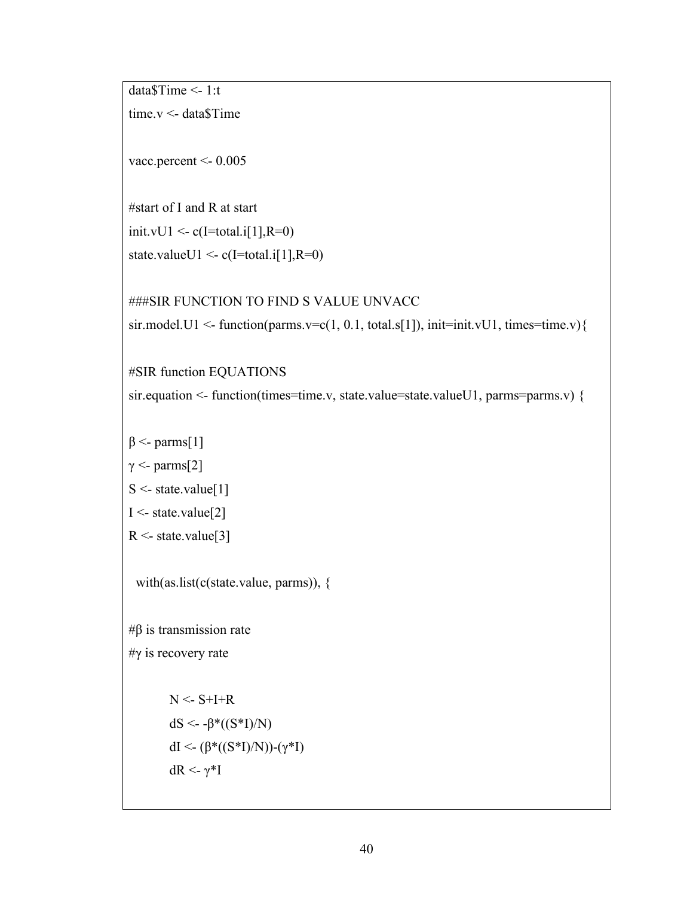```
data$Time <- 1:t
time.v <- data$Time

vacc.percent <- 0.005

#start of I and R at start
init.vU1 <- c(I=total.i[1],R=0)
state.valueU1 <- c(I=total.i[1],R=0)

###SIR FUNCTION TO FIND S VALUE UNVACC
sir.model.U1 <- function(parms.v=c(1, 0.1, total.s[1]), init=init.vU1, times=time.v){

#SIR function EQUATIONS
sir.equation <- function(times=time.v, state.value=state.valueU1, parms=parms.v) {

β <- parms[1]
γ <- parms[2]
S <- state.value[1]
I <- state.value[2]
R <- state.value[3]

  with(as.list(c(state.value, parms)), {

#β is transmission rate
#γ is recovery rate

        N <- S+I+R
        dS <- -β*((S*I)/N)
        dI <- (β*((S*I)/N))-(γ*I)
        dR <- γ*I
```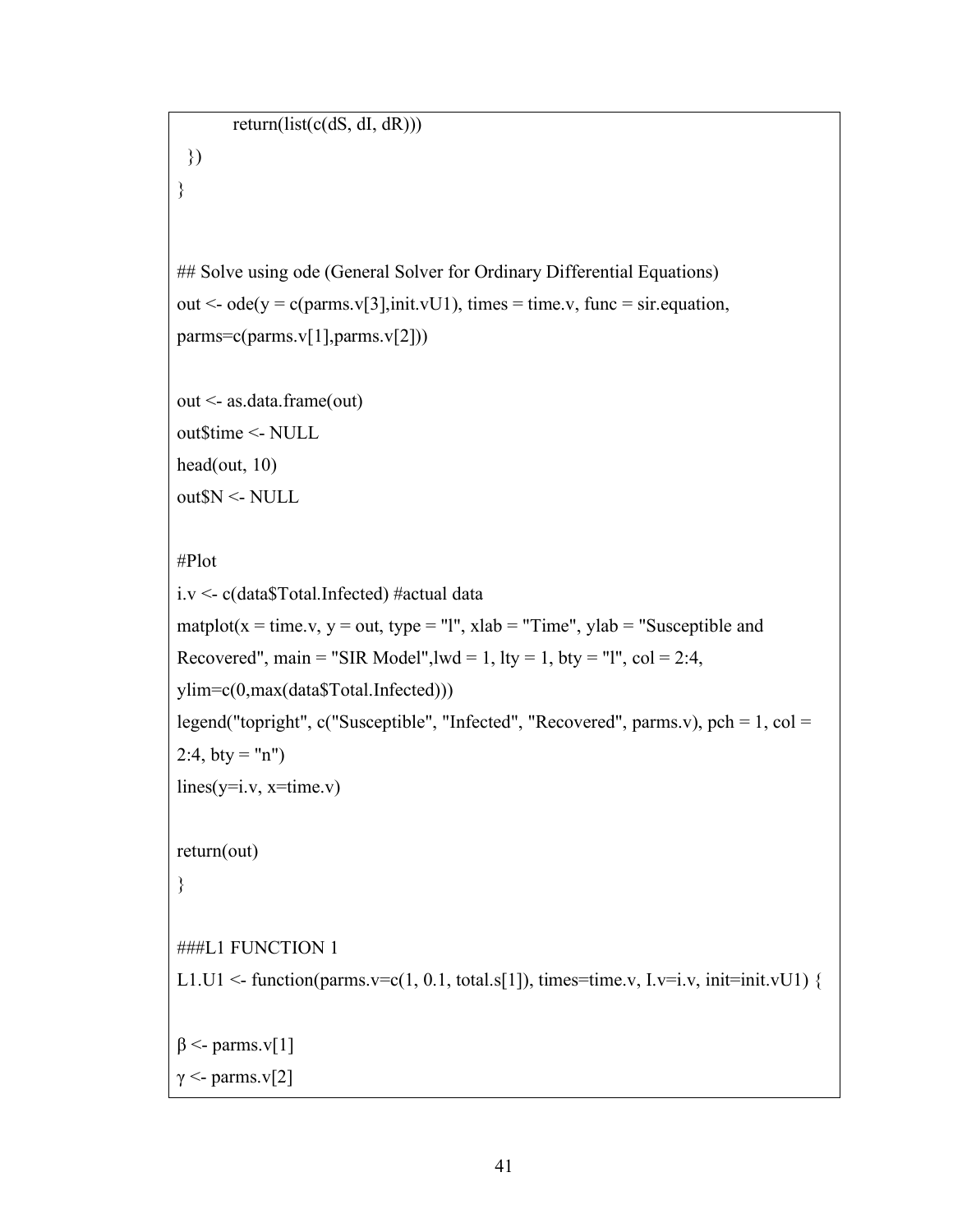```
        return(list(c(dS, dI, dR)))
  })
}


## Solve using ode (General Solver for Ordinary Differential Equations)
out <- ode(y = c(parms.v[3],init.vU1), times = time.v, func = sir.equation,
parms=c(parms.v[1],parms.v[2]))

out <- as.data.frame(out)
out$time <- NULL
head(out, 10)
out$N <- NULL

#Plot
i.v <- c(data$Total.Infected) #actual data
matplot(x = time.v, y = out, type = "l", xlab = "Time", ylab = "Susceptible and
Recovered", main = "SIR Model",lwd = 1, lty = 1, bty = "l", col = 2:4,
ylim=c(0,max(data$Total.Infected)))
legend("topright", c("Susceptible", "Infected", "Recovered", parms.v), pch = 1, col =
2:4, bty = "n")
lines(y=i.v, x=time.v)

return(out)
}

###L1 FUNCTION 1
L1.U1 <- function(parms.v=c(1, 0.1, total.s[1]), times=time.v, I.v=i.v, init=init.vU1) {

β <- parms.v[1]
γ <- parms.v[2]
```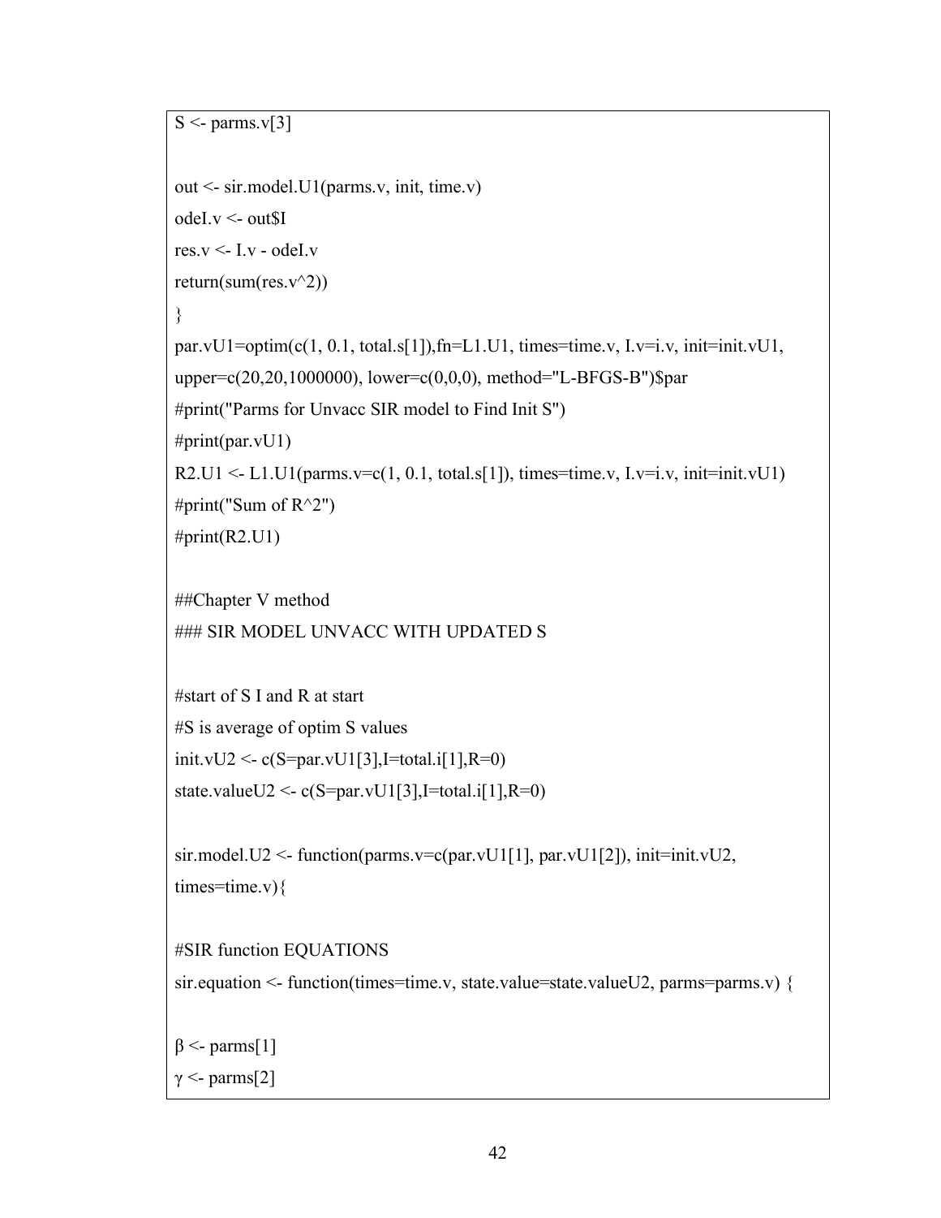```
S <- parms.v[3]

out <- sir.model.U1(parms.v, init, time.v)
odeI.v <- out$I
res.v <- I.v - odeI.v
return(sum(res.v^2))
}
par.vU1=optim(c(1, 0.1, total.s[1]),fn=L1.U1, times=time.v, I.v=i.v, init=init.vU1,
upper=c(20,20,1000000), lower=c(0,0,0), method="L-BFGS-B")$par
#print("Parms for Unvacc SIR model to Find Init S")
#print(par.vU1)
R2.U1 <- L1.U1(parms.v=c(1, 0.1, total.s[1]), times=time.v, I.v=i.v, init=init.vU1)
#print("Sum of R^2")
#print(R2.U1)

##Chapter V method
### SIR MODEL UNVACC WITH UPDATED S

#start of S I and R at start
#S is average of optim S values
init.vU2 <- c(S=par.vU1[3],I=total.i[1],R=0)
state.valueU2 <- c(S=par.vU1[3],I=total.i[1],R=0)

sir.model.U2 <- function(parms.v=c(par.vU1[1], par.vU1[2]), init=init.vU2,
times=time.v){

#SIR function EQUATIONS
sir.equation <- function(times=time.v, state.value=state.valueU2, parms=parms.v) {

β <- parms[1]
γ <- parms[2]
```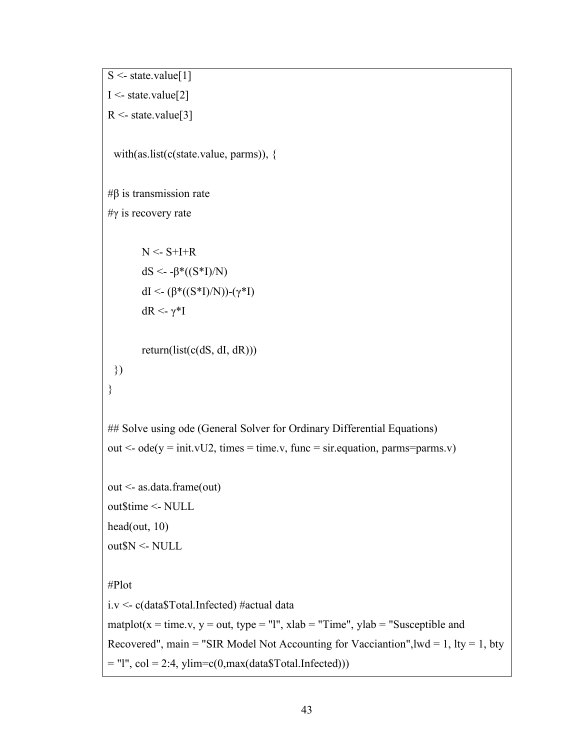```
S <- state.value[1]
I <- state.value[2]
R <- state.value[3]

  with(as.list(c(state.value, parms)), {

#β is transmission rate
#γ is recovery rate

        N <- S+I+R
        dS <- -β*((S*I)/N)
        dI <- (β*((S*I)/N))-(γ*I)
        dR <- γ*I

        return(list(c(dS, dI, dR)))
  })
}

## Solve using ode (General Solver for Ordinary Differential Equations)
out <- ode(y = init.vU2, times = time.v, func = sir.equation, parms=parms.v)

out <- as.data.frame(out)
out$time <- NULL
head(out, 10)
out$N <- NULL

#Plot
i.v <- c(data$Total.Infected) #actual data
matplot(x = time.v, y = out, type = "l", xlab = "Time", ylab = "Susceptible and
Recovered", main = "SIR Model Not Accounting for Vacciantion",lwd = 1, lty = 1, bty
= "l", col = 2:4, ylim=c(0,max(data$Total.Infected)))
```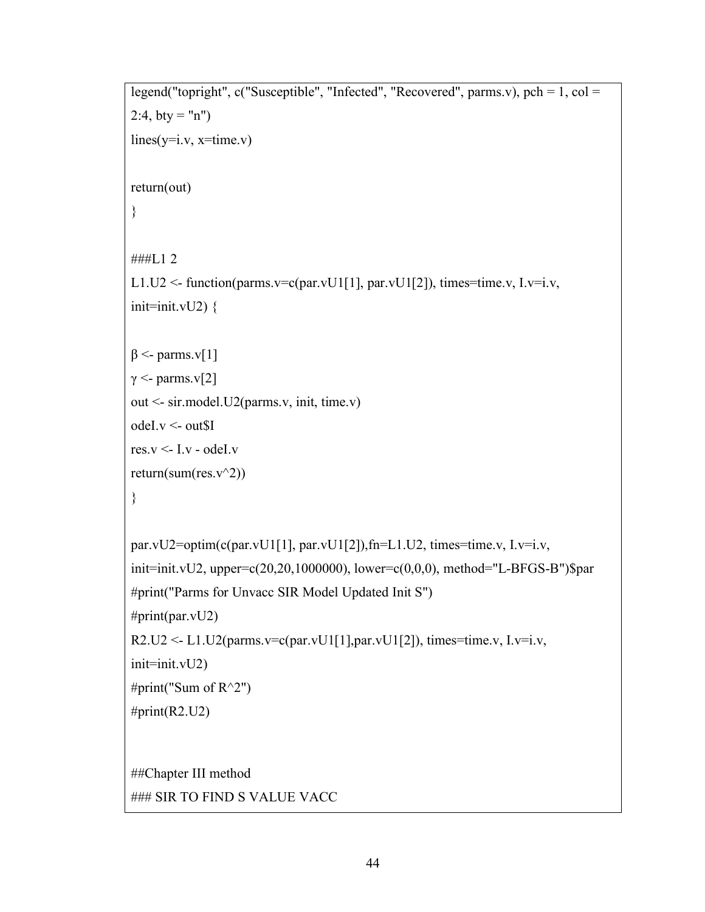```
legend("topright", c("Susceptible", "Infected", "Recovered", parms.v), pch = 1, col =
2:4, bty = "n")
lines(y=i.v, x=time.v)

return(out)
}

###L1 2
L1.U2 <- function(parms.v=c(par.vU1[1], par.vU1[2]), times=time.v, I.v=i.v,
init=init.vU2) {

β <- parms.v[1]
γ <- parms.v[2]
out <- sir.model.U2(parms.v, init, time.v)
odeI.v <- out$I
res.v <- I.v - odeI.v
return(sum(res.v^2))
}

par.vU2=optim(c(par.vU1[1], par.vU1[2]),fn=L1.U2, times=time.v, I.v=i.v,
init=init.vU2, upper=c(20,20,1000000), lower=c(0,0,0), method="L-BFGS-B")$par
#print("Parms for Unvacc SIR Model Updated Init S")
#print(par.vU2)
R2.U2 <- L1.U2(parms.v=c(par.vU1[1],par.vU1[2]), times=time.v, I.v=i.v,
init=init.vU2)
#print("Sum of R^2")
#print(R2.U2)


##Chapter III method
### SIR TO FIND S VALUE VACC
```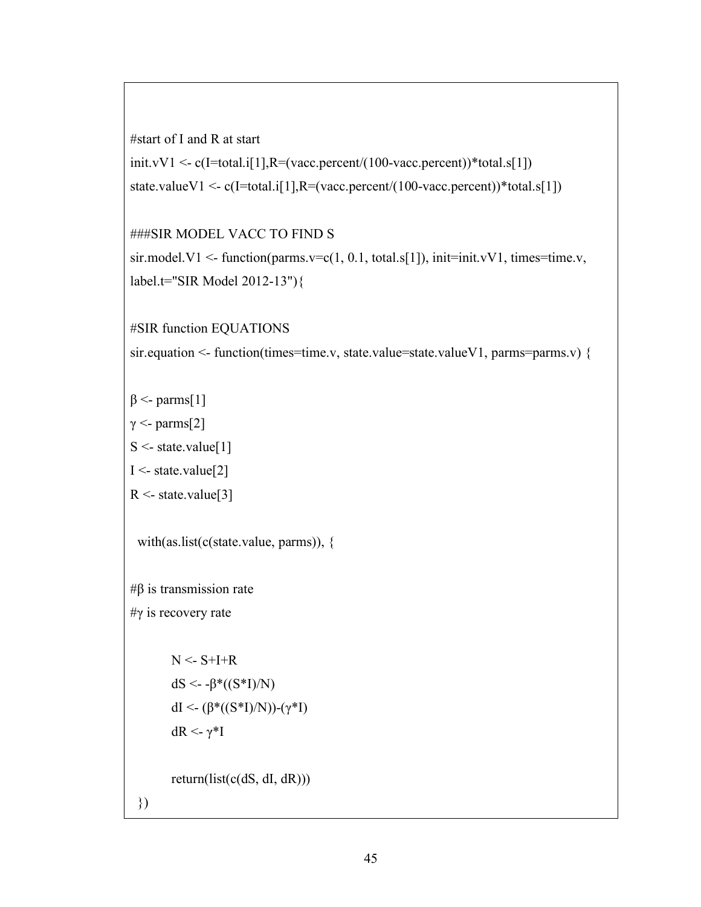```
#start of I and R at start
init.vV1 <- c(I=total.i[1],R=(vacc.percent/(100-vacc.percent))*total.s[1])
state.valueV1 <- c(I=total.i[1],R=(vacc.percent/(100-vacc.percent))*total.s[1])

###SIR MODEL VACC TO FIND S
sir.model.V1 <- function(parms.v=c(1, 0.1, total.s[1]), init=init.vV1, times=time.v,
label.t="SIR Model 2012-13"){

#SIR function EQUATIONS
sir.equation <- function(times=time.v, state.value=state.valueV1, parms=parms.v) {

β <- parms[1]
γ <- parms[2]
S <- state.value[1]
I <- state.value[2]
R <- state.value[3]

  with(as.list(c(state.value, parms)), {

#β is transmission rate
#γ is recovery rate

        N <- S+I+R
        dS <- -β*((S*I)/N)
        dI <- (β*((S*I)/N))-(γ*I)
        dR <- γ*I

        return(list(c(dS, dI, dR)))
  })
```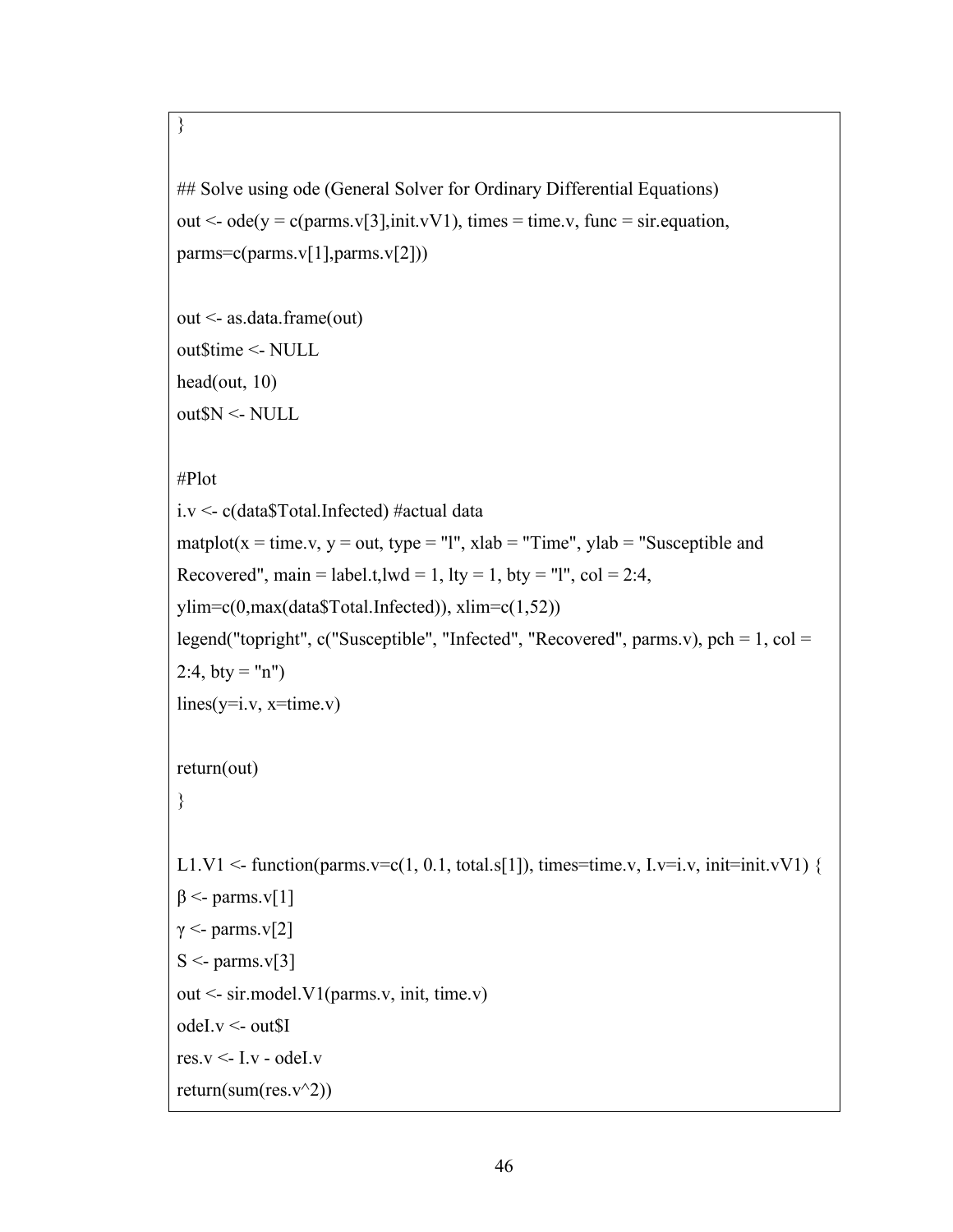```
}

## Solve using ode (General Solver for Ordinary Differential Equations)
out <- ode(y = c(parms.v[3],init.vV1), times = time.v, func = sir.equation,
parms=c(parms.v[1],parms.v[2]))

out <- as.data.frame(out)
out$time <- NULL
head(out, 10)
out$N <- NULL

#Plot
i.v <- c(data$Total.Infected) #actual data
matplot(x = time.v, y = out, type = "l", xlab = "Time", ylab = "Susceptible and
Recovered", main = label.t,lwd = 1, lty = 1, bty = "l", col = 2:4,
ylim=c(0,max(data$Total.Infected)), xlim=c(1,52))
legend("topright", c("Susceptible", "Infected", "Recovered", parms.v), pch = 1, col =
2:4, bty = "n")
lines(y=i.v, x=time.v)

return(out)
}

L1.V1 <- function(parms.v=c(1, 0.1, total.s[1]), times=time.v, I.v=i.v, init=init.vV1) {
β <- parms.v[1]
γ <- parms.v[2]
S <- parms.v[3]
out <- sir.model.V1(parms.v, init, time.v)
odeI.v <- out$I
res.v <- I.v - odeI.v
return(sum(res.v^2))
```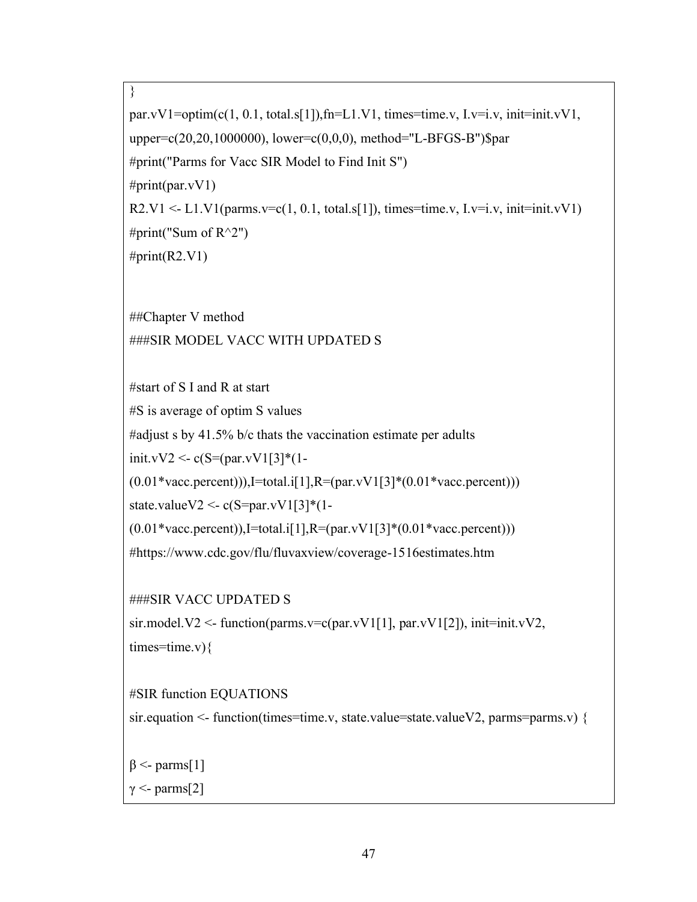```
}
par.vV1=optim(c(1, 0.1, total.s[1]),fn=L1.V1, times=time.v, I.v=i.v, init=init.vV1,
upper=c(20,20,1000000), lower=c(0,0,0), method="L-BFGS-B")$par
#print("Parms for Vacc SIR Model to Find Init S")
#print(par.vV1)
R2.V1 <- L1.V1(parms.v=c(1, 0.1, total.s[1]), times=time.v, I.v=i.v, init=init.vV1)
#print("Sum of R^2")
#print(R2.V1)


##Chapter V method
###SIR MODEL VACC WITH UPDATED S

#start of S I and R at start
#S is average of optim S values
#adjust s by 41.5% b/c thats the vaccination estimate per adults
init.vV2 <- c(S=(par.vV1[3]*(1-
(0.01*vacc.percent))),I=total.i[1],R=(par.vV1[3]*(0.01*vacc.percent)))
state.valueV2 <- c(S=par.vV1[3]*(1-
(0.01*vacc.percent)),I=total.i[1],R=(par.vV1[3]*(0.01*vacc.percent)))
#https://www.cdc.gov/flu/fluvaxview/coverage-1516estimates.htm

###SIR VACC UPDATED S
sir.model.V2 <- function(parms.v=c(par.vV1[1], par.vV1[2]), init=init.vV2,
times=time.v){

#SIR function EQUATIONS
sir.equation <- function(times=time.v, state.value=state.valueV2, parms=parms.v) {

β <- parms[1]
γ <- parms[2]
```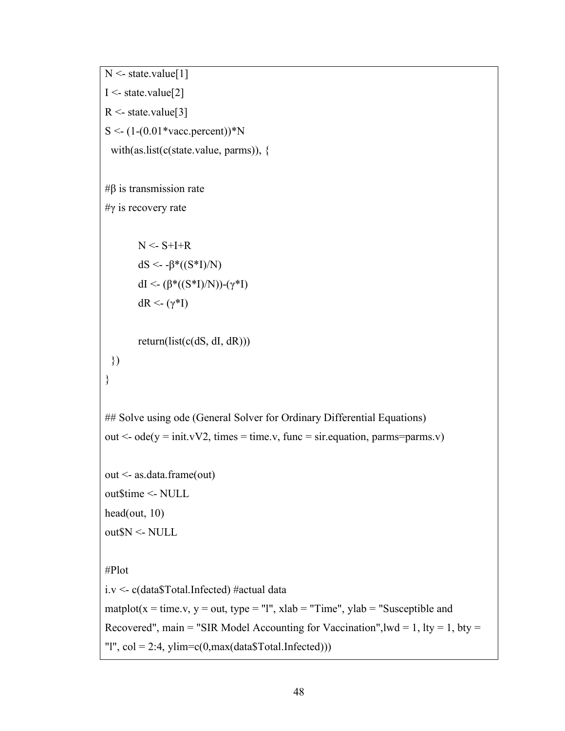```
N <- state.value[1]
I <- state.value[2]
R <- state.value[3]
S <- (1-(0.01*vacc.percent))*N
  with(as.list(c(state.value, parms)), {

#β is transmission rate
#γ is recovery rate

        N <- S+I+R
        dS <- -β*((S*I)/N)
        dI <- (β*((S*I)/N))-(γ*I)
        dR <- (γ*I)

        return(list(c(dS, dI, dR)))
  })
}

## Solve using ode (General Solver for Ordinary Differential Equations)
out <- ode(y = init.vV2, times = time.v, func = sir.equation, parms=parms.v)

out <- as.data.frame(out)
out$time <- NULL
head(out, 10)
out$N <- NULL

#Plot
i.v <- c(data$Total.Infected) #actual data
matplot(x = time.v, y = out, type = "l", xlab = "Time", ylab = "Susceptible and
Recovered", main = "SIR Model Accounting for Vaccination",lwd = 1, lty = 1, bty =
"l", col = 2:4, ylim=c(0,max(data$Total.Infected)))
```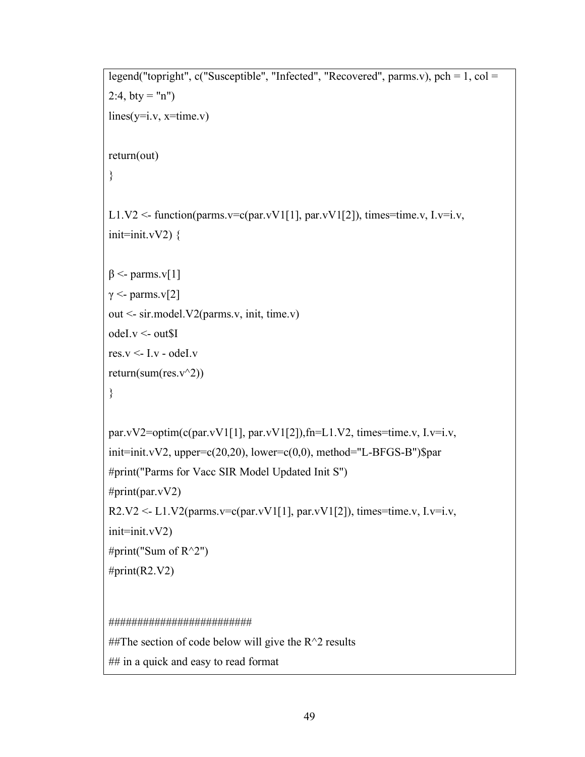```
legend("topright", c("Susceptible", "Infected", "Recovered", parms.v), pch = 1, col =
2:4, bty = "n")
lines(y=i.v, x=time.v)

return(out)
}

L1.V2 <- function(parms.v=c(par.vV1[1], par.vV1[2]), times=time.v, I.v=i.v,
init=init.vV2) {

β <- parms.v[1]
γ <- parms.v[2]
out <- sir.model.V2(parms.v, init, time.v)
odeI.v <- out$I
res.v <- I.v - odeI.v
return(sum(res.v^2))
}

par.vV2=optim(c(par.vV1[1], par.vV1[2]),fn=L1.V2, times=time.v, I.v=i.v,
init=init.vV2, upper=c(20,20), lower=c(0,0), method="L-BFGS-B")$par
#print("Parms for Vacc SIR Model Updated Init S")
#print(par.vV2)
R2.V2 <- L1.V2(parms.v=c(par.vV1[1], par.vV1[2]), times=time.v, I.v=i.v,
init=init.vV2)
#print("Sum of R^2")
#print(R2.V2)


########################
##The section of code below will give the R^2 results
## in a quick and easy to read format
```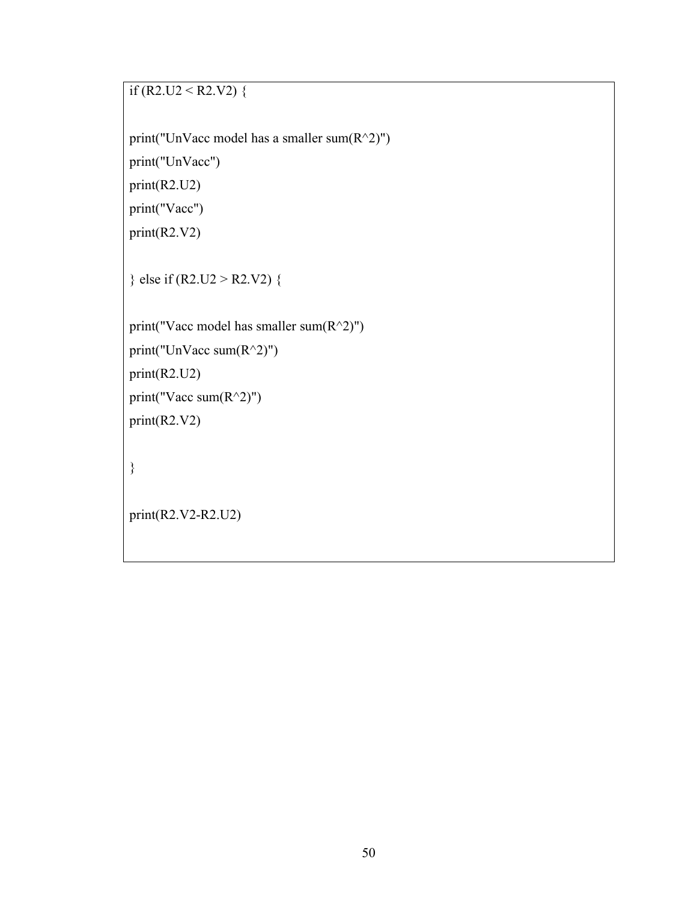```
if (R2.U2 < R2.V2) {

print("UnVacc model has a smaller sum(R^2)")
print("UnVacc")
print(R2.U2)
print("Vacc")
print(R2.V2)

} else if (R2.U2 > R2.V2) {

print("Vacc model has smaller sum(R^2)")
print("UnVacc sum(R^2)")
print(R2.U2)
print("Vacc sum(R^2)")
print(R2.V2)

}

print(R2.V2-R2.U2)
```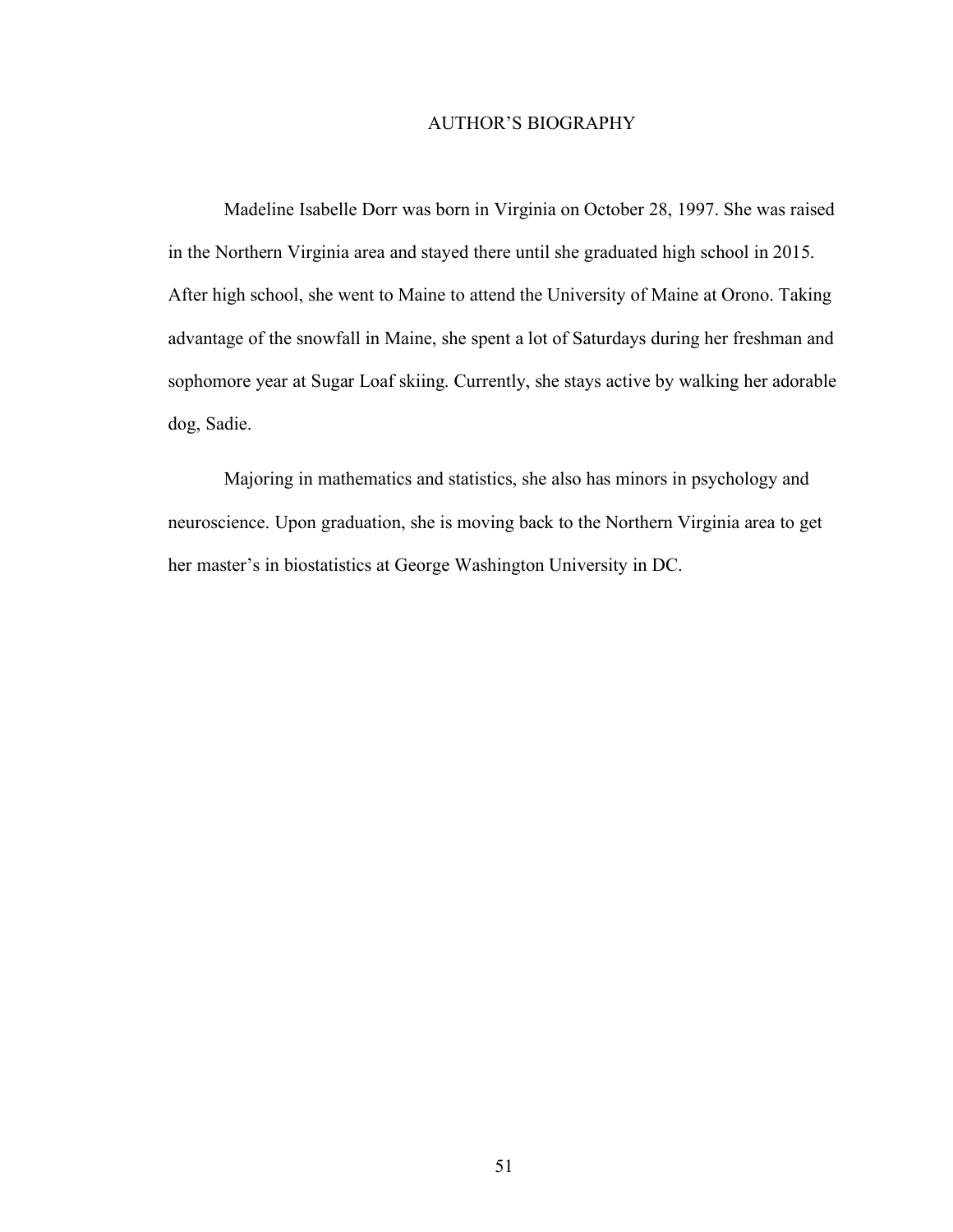# AUTHOR'S BIOGRAPHY

Madeline Isabelle Dorr was born in Virginia on October 28, 1997. She was raised in the Northern Virginia area and stayed there until she graduated high school in 2015. After high school, she went to Maine to attend the University of Maine at Orono. Taking advantage of the snowfall in Maine, she spent a lot of Saturdays during her freshman and sophomore year at Sugar Loaf skiing. Currently, she stays active by walking her adorable dog, Sadie.

Majoring in mathematics and statistics, she also has minors in psychology and neuroscience. Upon graduation, she is moving back to the Northern Virginia area to get her master's in biostatistics at George Washington University in DC.